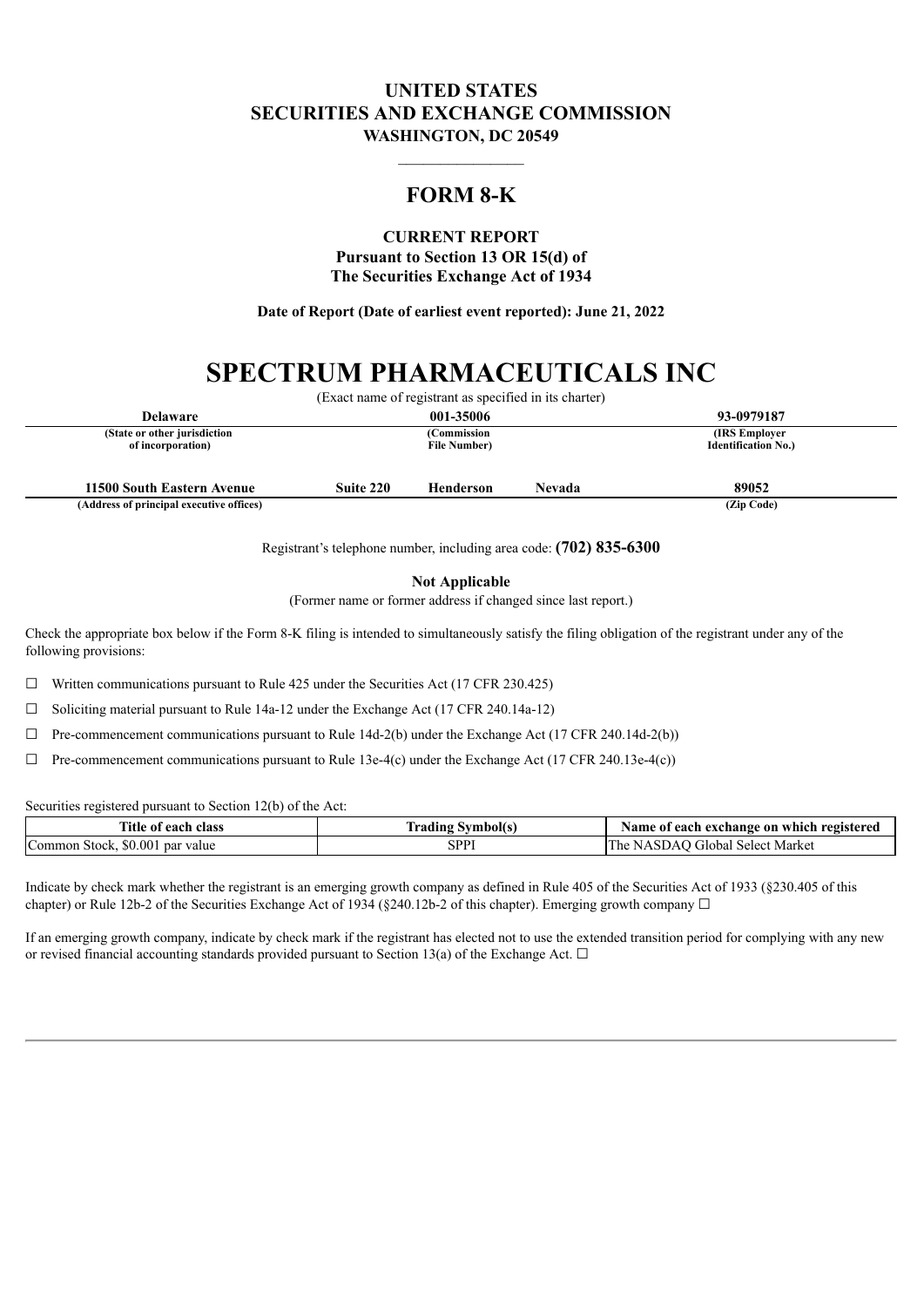# UNITED STATES
# SECURITIES AND EXCHANGE COMMISSION
**WASHINGTON, DC 20549**

---

# FORM 8-K

**CURRENT REPORT**
**Pursuant to Section 13 OR 15(d) of**
**The Securities Exchange Act of 1934**

**Date of Report (Date of earliest event reported): June 21, 2022**

# SPECTRUM PHARMACEUTICALS INC

(Exact name of registrant as specified in its charter)

| **Delaware** | **001-35006** | **93-0979187** |
|---|---|---|
| **(State or other jurisdiction of incorporation)** | **(Commission File Number)** | **(IRS Employer Identification No.)** |

| **11500 South Eastern Avenue** | **Suite 220** | **Henderson** | **Nevada** | **89052** |
|---|---|---|---|---|
| **(Address of principal executive offices)** | | | | **(Zip Code)** |

Registrant's telephone number, including area code: **(702) 835-6300**

**Not Applicable**
(Former name or former address if changed since last report.)

Check the appropriate box below if the Form 8-K filing is intended to simultaneously satisfy the filing obligation of the registrant under any of the following provisions:

☐ Written communications pursuant to Rule 425 under the Securities Act (17 CFR 230.425)

☐ Soliciting material pursuant to Rule 14a-12 under the Exchange Act (17 CFR 240.14a-12)

☐ Pre-commencement communications pursuant to Rule 14d-2(b) under the Exchange Act (17 CFR 240.14d-2(b))

☐ Pre-commencement communications pursuant to Rule 13e-4(c) under the Exchange Act (17 CFR 240.13e-4(c))

Securities registered pursuant to Section 12(b) of the Act:

| Title of each class | Trading Symbol(s) | Name of each exchange on which registered |
|---|---|---|
| Common Stock, $0.001 par value | SPPI | The NASDAQ Global Select Market |

Indicate by check mark whether the registrant is an emerging growth company as defined in Rule 405 of the Securities Act of 1933 (§230.405 of this chapter) or Rule 12b-2 of the Securities Exchange Act of 1934 (§240.12b-2 of this chapter). Emerging growth company ☐

If an emerging growth company, indicate by check mark if the registrant has elected not to use the extended transition period for complying with any new or revised financial accounting standards provided pursuant to Section 13(a) of the Exchange Act. ☐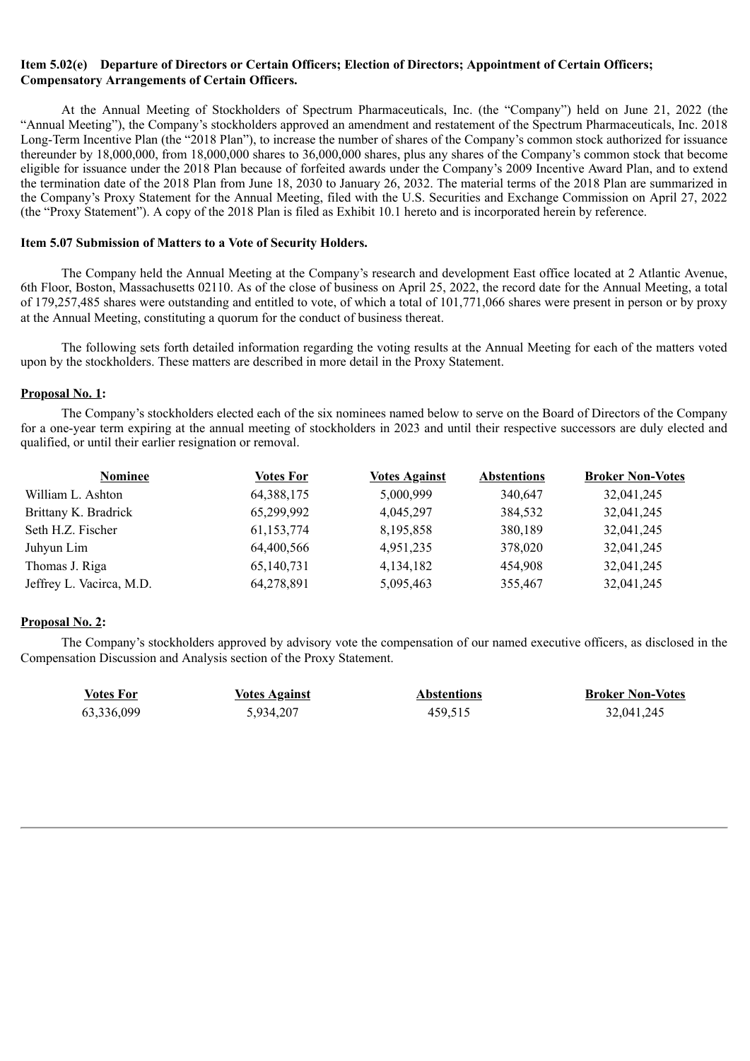**Item 5.02(e) Departure of Directors or Certain Officers; Election of Directors; Appointment of Certain Officers; Compensatory Arrangements of Certain Officers.**

At the Annual Meeting of Stockholders of Spectrum Pharmaceuticals, Inc. (the "Company") held on June 21, 2022 (the "Annual Meeting"), the Company's stockholders approved an amendment and restatement of the Spectrum Pharmaceuticals, Inc. 2018 Long-Term Incentive Plan (the "2018 Plan"), to increase the number of shares of the Company's common stock authorized for issuance thereunder by 18,000,000, from 18,000,000 shares to 36,000,000 shares, plus any shares of the Company's common stock that become eligible for issuance under the 2018 Plan because of forfeited awards under the Company's 2009 Incentive Award Plan, and to extend the termination date of the 2018 Plan from June 18, 2030 to January 26, 2032. The material terms of the 2018 Plan are summarized in the Company's Proxy Statement for the Annual Meeting, filed with the U.S. Securities and Exchange Commission on April 27, 2022 (the "Proxy Statement"). A copy of the 2018 Plan is filed as Exhibit 10.1 hereto and is incorporated herein by reference.

**Item 5.07 Submission of Matters to a Vote of Security Holders.**

The Company held the Annual Meeting at the Company's research and development East office located at 2 Atlantic Avenue, 6th Floor, Boston, Massachusetts 02110. As of the close of business on April 25, 2022, the record date for the Annual Meeting, a total of 179,257,485 shares were outstanding and entitled to vote, of which a total of 101,771,066 shares were present in person or by proxy at the Annual Meeting, constituting a quorum for the conduct of business thereat.

The following sets forth detailed information regarding the voting results at the Annual Meeting for each of the matters voted upon by the stockholders. These matters are described in more detail in the Proxy Statement.

**Proposal No. 1:**

The Company's stockholders elected each of the six nominees named below to serve on the Board of Directors of the Company for a one-year term expiring at the annual meeting of stockholders in 2023 and until their respective successors are duly elected and qualified, or until their earlier resignation or removal.

| Nominee | Votes For | Votes Against | Abstentions | Broker Non-Votes |
|---|---|---|---|---|
| William L. Ashton | 64,388,175 | 5,000,999 | 340,647 | 32,041,245 |
| Brittany K. Bradrick | 65,299,992 | 4,045,297 | 384,532 | 32,041,245 |
| Seth H.Z. Fischer | 61,153,774 | 8,195,858 | 380,189 | 32,041,245 |
| Juhyun Lim | 64,400,566 | 4,951,235 | 378,020 | 32,041,245 |
| Thomas J. Riga | 65,140,731 | 4,134,182 | 454,908 | 32,041,245 |
| Jeffrey L. Vacirca, M.D. | 64,278,891 | 5,095,463 | 355,467 | 32,041,245 |

**Proposal No. 2:**

The Company's stockholders approved by advisory vote the compensation of our named executive officers, as disclosed in the Compensation Discussion and Analysis section of the Proxy Statement.

| Votes For | Votes Against | Abstentions | Broker Non-Votes |
|---|---|---|---|
| 63,336,099 | 5,934,207 | 459,515 | 32,041,245 |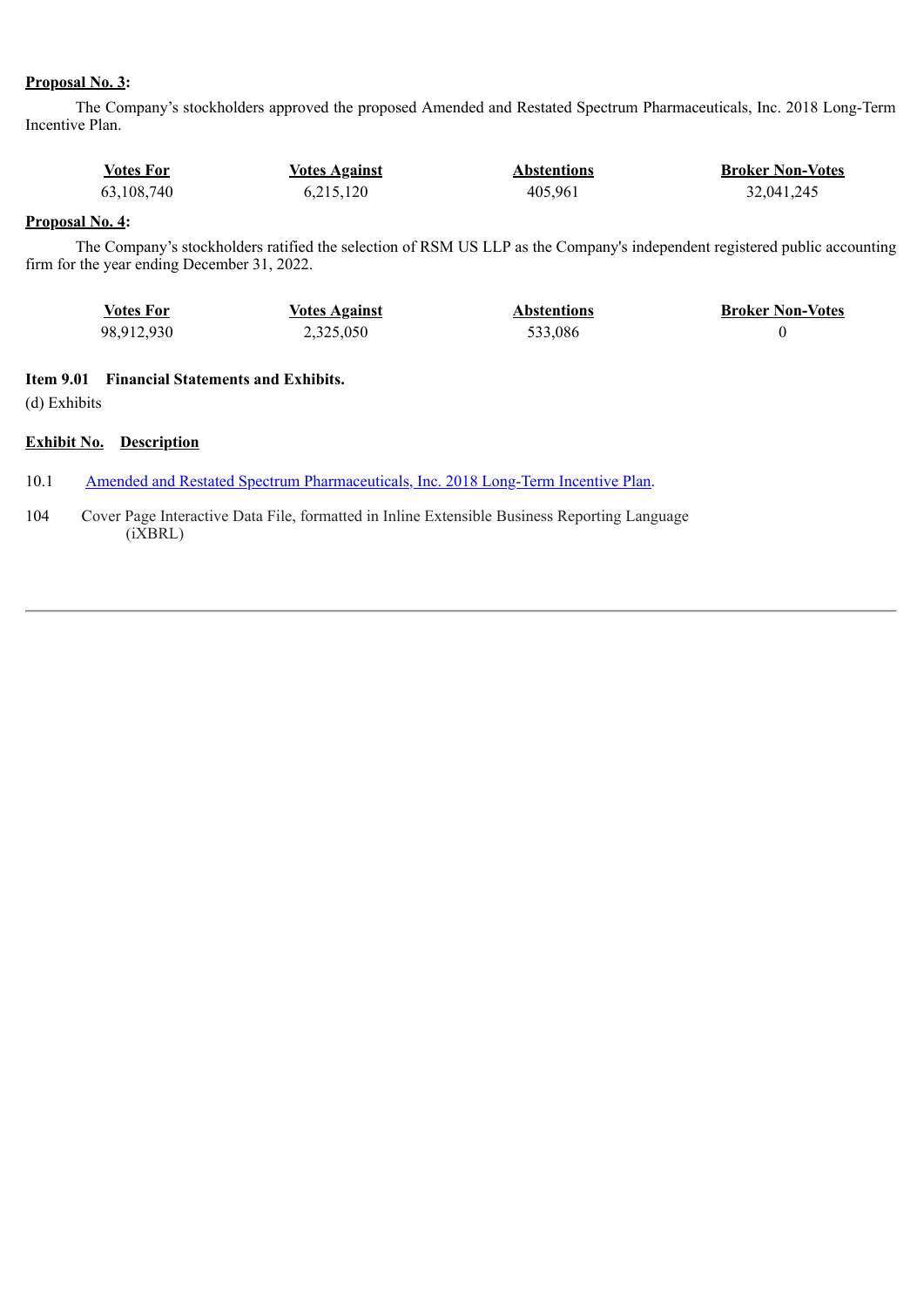**Proposal No. 3:**

The Company's stockholders approved the proposed Amended and Restated Spectrum Pharmaceuticals, Inc. 2018 Long-Term Incentive Plan.

| Votes For | Votes Against | Abstentions | Broker Non-Votes |
|---|---|---|---|
| 63,108,740 | 6,215,120 | 405,961 | 32,041,245 |

**Proposal No. 4:**

The Company's stockholders ratified the selection of RSM US LLP as the Company's independent registered public accounting firm for the year ending December 31, 2022.

| Votes For | Votes Against | Abstentions | Broker Non-Votes |
|---|---|---|---|
| 98,912,930 | 2,325,050 | 533,086 | 0 |

**Item 9.01 Financial Statements and Exhibits.**

(d) Exhibits

| Exhibit No. | Description |
|---|---|
| 10.1 | Amended and Restated Spectrum Pharmaceuticals, Inc. 2018 Long-Term Incentive Plan. |
| 104 | Cover Page Interactive Data File, formatted in Inline Extensible Business Reporting Language (iXBRL) |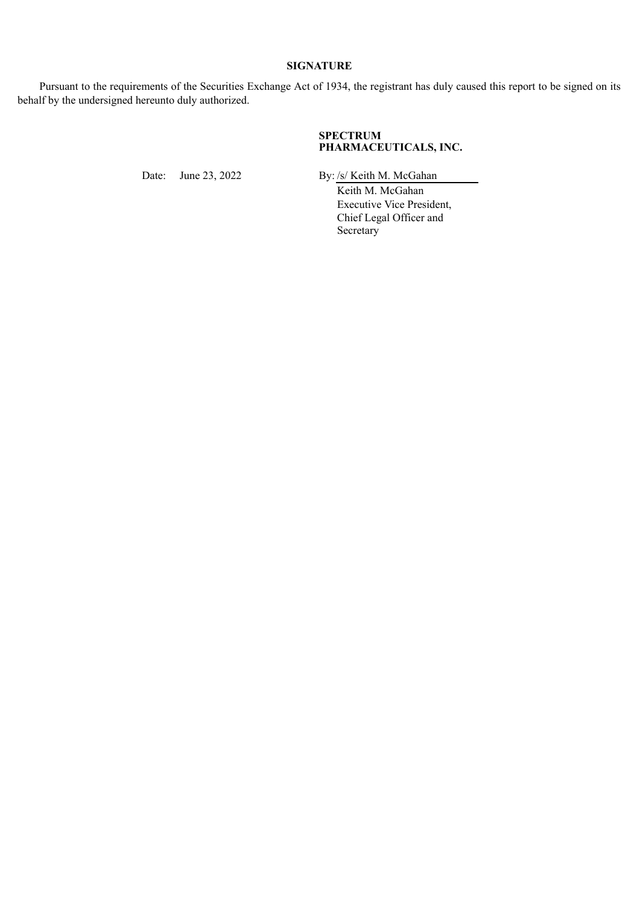## SIGNATURE

Pursuant to the requirements of the Securities Exchange Act of 1934, the registrant has duly caused this report to be signed on its behalf by the undersigned hereunto duly authorized.

**SPECTRUM PHARMACEUTICALS, INC.**

Date: June 23, 2022

By: /s/ Keith M. McGahan

Keith M. McGahan
Executive Vice President,
Chief Legal Officer and
Secretary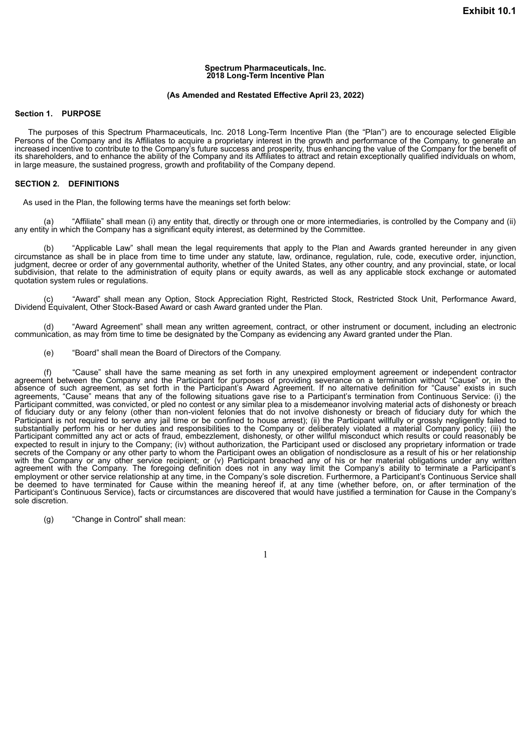**Exhibit 10.1**

**Spectrum Pharmaceuticals, Inc.**
**2018 Long-Term Incentive Plan**

**(As Amended and Restated Effective April 23, 2022)**

## Section 1. PURPOSE

The purposes of this Spectrum Pharmaceuticals, Inc. 2018 Long-Term Incentive Plan (the "Plan") are to encourage selected Eligible Persons of the Company and its Affiliates to acquire a proprietary interest in the growth and performance of the Company, to generate an increased incentive to contribute to the Company's future success and prosperity, thus enhancing the value of the Company for the benefit of its shareholders, and to enhance the ability of the Company and its Affiliates to attract and retain exceptionally qualified individuals on whom, in large measure, the sustained progress, growth and profitability of the Company depend.

## SECTION 2. DEFINITIONS

As used in the Plan, the following terms have the meanings set forth below:

(a) "Affiliate" shall mean (i) any entity that, directly or through one or more intermediaries, is controlled by the Company and (ii) any entity in which the Company has a significant equity interest, as determined by the Committee.

(b) "Applicable Law" shall mean the legal requirements that apply to the Plan and Awards granted hereunder in any given circumstance as shall be in place from time to time under any statute, law, ordinance, regulation, rule, code, executive order, injunction, judgment, decree or order of any governmental authority, whether of the United States, any other country, and any provincial, state, or local subdivision, that relate to the administration of equity plans or equity awards, as well as any applicable stock exchange or automated quotation system rules or regulations.

(c) "Award" shall mean any Option, Stock Appreciation Right, Restricted Stock, Restricted Stock Unit, Performance Award, Dividend Equivalent, Other Stock-Based Award or cash Award granted under the Plan.

(d) "Award Agreement" shall mean any written agreement, contract, or other instrument or document, including an electronic communication, as may from time to time be designated by the Company as evidencing any Award granted under the Plan.

(e) "Board" shall mean the Board of Directors of the Company.

(f) "Cause" shall have the same meaning as set forth in any unexpired employment agreement or independent contractor agreement between the Company and the Participant for purposes of providing severance on a termination without "Cause" or, in the absence of such agreement, as set forth in the Participant's Award Agreement. If no alternative definition for "Cause" exists in such agreements, "Cause" means that any of the following situations gave rise to a Participant's termination from Continuous Service: (i) the Participant committed, was convicted, or pled no contest or any similar plea to a misdemeanor involving material acts of dishonesty or breach of fiduciary duty or any felony (other than non-violent felonies that do not involve dishonesty or breach of fiduciary duty for which the Participant is not required to serve any jail time or be confined to house arrest); (ii) the Participant willfully or grossly negligently failed to substantially perform his or her duties and responsibilities to the Company or deliberately violated a material Company policy; (iii) the Participant committed any act or acts of fraud, embezzlement, dishonesty, or other willful misconduct which results or could reasonably be expected to result in injury to the Company; (iv) without authorization, the Participant used or disclosed any proprietary information or trade secrets of the Company or any other party to whom the Participant owes an obligation of nondisclosure as a result of his or her relationship with the Company or any other service recipient; or (v) Participant breached any of his or her material obligations under any written agreement with the Company. The foregoing definition does not in any way limit the Company's ability to terminate a Participant's employment or other service relationship at any time, in the Company's sole discretion. Furthermore, a Participant's Continuous Service shall be deemed to have terminated for Cause within the meaning hereof if, at any time (whether before, on, or after termination of the Participant's Continuous Service), facts or circumstances are discovered that would have justified a termination for Cause in the Company's sole discretion.

(g) "Change in Control" shall mean: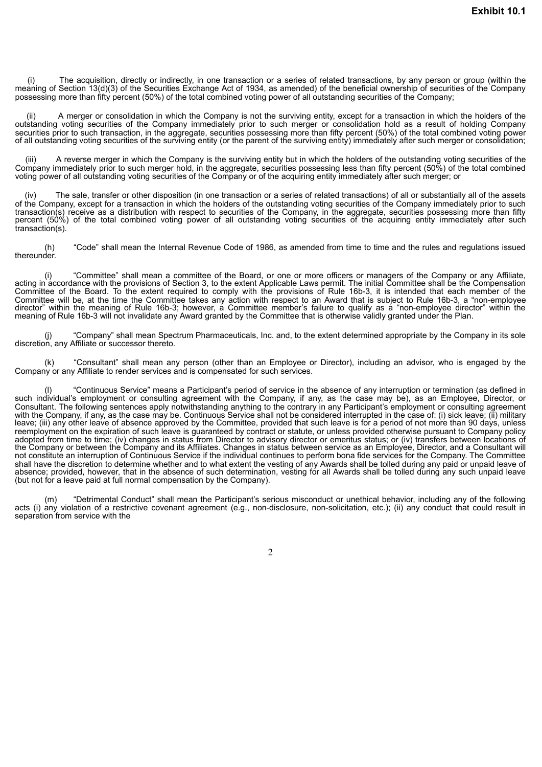(i) The acquisition, directly or indirectly, in one transaction or a series of related transactions, by any person or group (within the meaning of Section 13(d)(3) of the Securities Exchange Act of 1934, as amended) of the beneficial ownership of securities of the Company possessing more than fifty percent (50%) of the total combined voting power of all outstanding securities of the Company;

(ii) A merger or consolidation in which the Company is not the surviving entity, except for a transaction in which the holders of the outstanding voting securities of the Company immediately prior to such merger or consolidation hold as a result of holding Company securities prior to such transaction, in the aggregate, securities possessing more than fifty percent (50%) of the total combined voting power of all outstanding voting securities of the surviving entity (or the parent of the surviving entity) immediately after such merger or consolidation;

(iii) A reverse merger in which the Company is the surviving entity but in which the holders of the outstanding voting securities of the Company immediately prior to such merger hold, in the aggregate, securities possessing less than fifty percent (50%) of the total combined voting power of all outstanding voting securities of the Company or of the acquiring entity immediately after such merger; or

(iv) The sale, transfer or other disposition (in one transaction or a series of related transactions) of all or substantially all of the assets of the Company, except for a transaction in which the holders of the outstanding voting securities of the Company immediately prior to such transaction(s) receive as a distribution with respect to securities of the Company, in the aggregate, securities possessing more than fifty percent (50%) of the total combined voting power of all outstanding voting securities of the acquiring entity immediately after such transaction(s).

(h) "Code" shall mean the Internal Revenue Code of 1986, as amended from time to time and the rules and regulations issued thereunder.

(i) "Committee" shall mean a committee of the Board, or one or more officers or managers of the Company or any Affiliate, acting in accordance with the provisions of Section 3, to the extent Applicable Laws permit. The initial Committee shall be the Compensation Committee of the Board. To the extent required to comply with the provisions of Rule 16b-3, it is intended that each member of the Committee will be, at the time the Committee takes any action with respect to an Award that is subject to Rule 16b-3, a "non-employee director" within the meaning of Rule 16b-3; however, a Committee member's failure to qualify as a "non-employee director" within the meaning of Rule 16b-3 will not invalidate any Award granted by the Committee that is otherwise validly granted under the Plan.

(j) "Company" shall mean Spectrum Pharmaceuticals, Inc. and, to the extent determined appropriate by the Company in its sole discretion, any Affiliate or successor thereto.

(k) "Consultant" shall mean any person (other than an Employee or Director), including an advisor, who is engaged by the Company or any Affiliate to render services and is compensated for such services.

(l) "Continuous Service" means a Participant's period of service in the absence of any interruption or termination (as defined in such individual's employment or consulting agreement with the Company, if any, as the case may be), as an Employee, Director, or Consultant. The following sentences apply notwithstanding anything to the contrary in any Participant's employment or consulting agreement with the Company, if any, as the case may be. Continuous Service shall not be considered interrupted in the case of: (i) sick leave; (ii) military leave; (iii) any other leave of absence approved by the Committee, provided that such leave is for a period of not more than 90 days, unless reemployment on the expiration of such leave is guaranteed by contract or statute, or unless provided otherwise pursuant to Company policy adopted from time to time; (iv) changes in status from Director to advisory director or emeritus status; or (iv) transfers between locations of the Company or between the Company and its Affiliates. Changes in status between service as an Employee, Director, and a Consultant will not constitute an interruption of Continuous Service if the individual continues to perform bona fide services for the Company. The Committee shall have the discretion to determine whether and to what extent the vesting of any Awards shall be tolled during any paid or unpaid leave of absence; provided, however, that in the absence of such determination, vesting for all Awards shall be tolled during any such unpaid leave (but not for a leave paid at full normal compensation by the Company).

(m) "Detrimental Conduct" shall mean the Participant's serious misconduct or unethical behavior, including any of the following acts (i) any violation of a restrictive covenant agreement (e.g., non-disclosure, non-solicitation, etc.); (ii) any conduct that could result in separation from service with the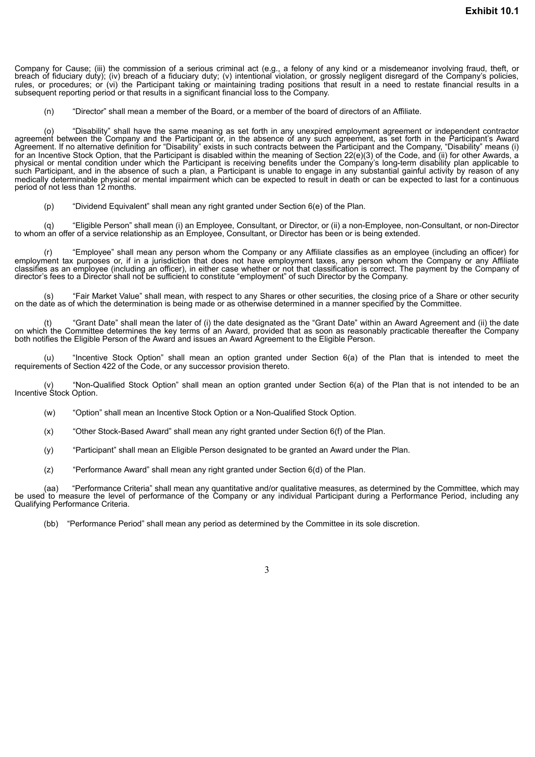Company for Cause; (iii) the commission of a serious criminal act (e.g., a felony of any kind or a misdemeanor involving fraud, theft, or breach of fiduciary duty); (iv) breach of a fiduciary duty; (v) intentional violation, or grossly negligent disregard of the Company's policies, rules, or procedures; or (vi) the Participant taking or maintaining trading positions that result in a need to restate financial results in a subsequent reporting period or that results in a significant financial loss to the Company.

(n) "Director" shall mean a member of the Board, or a member of the board of directors of an Affiliate.

(o) "Disability" shall have the same meaning as set forth in any unexpired employment agreement or independent contractor agreement between the Company and the Participant or, in the absence of any such agreement, as set forth in the Participant's Award Agreement. If no alternative definition for "Disability" exists in such contracts between the Participant and the Company, "Disability" means (i) for an Incentive Stock Option, that the Participant is disabled within the meaning of Section 22(e)(3) of the Code, and (ii) for other Awards, a physical or mental condition under which the Participant is receiving benefits under the Company's long-term disability plan applicable to such Participant, and in the absence of such a plan, a Participant is unable to engage in any substantial gainful activity by reason of any medically determinable physical or mental impairment which can be expected to result in death or can be expected to last for a continuous period of not less than 12 months.

(p) "Dividend Equivalent" shall mean any right granted under Section 6(e) of the Plan.

(q) "Eligible Person" shall mean (i) an Employee, Consultant, or Director, or (ii) a non-Employee, non-Consultant, or non-Director to whom an offer of a service relationship as an Employee, Consultant, or Director has been or is being extended.

(r) "Employee" shall mean any person whom the Company or any Affiliate classifies as an employee (including an officer) for employment tax purposes or, if in a jurisdiction that does not have employment taxes, any person whom the Company or any Affiliate classifies as an employee (including an officer), in either case whether or not that classification is correct. The payment by the Company of director's fees to a Director shall not be sufficient to constitute "employment" of such Director by the Company.

(s) "Fair Market Value" shall mean, with respect to any Shares or other securities, the closing price of a Share or other security on the date as of which the determination is being made or as otherwise determined in a manner specified by the Committee.

(t) "Grant Date" shall mean the later of (i) the date designated as the "Grant Date" within an Award Agreement and (ii) the date on which the Committee determines the key terms of an Award, provided that as soon as reasonably practicable thereafter the Company both notifies the Eligible Person of the Award and issues an Award Agreement to the Eligible Person.

(u) "Incentive Stock Option" shall mean an option granted under Section 6(a) of the Plan that is intended to meet the requirements of Section 422 of the Code, or any successor provision thereto.

(v) "Non-Qualified Stock Option" shall mean an option granted under Section 6(a) of the Plan that is not intended to be an Incentive Stock Option.

(w) "Option" shall mean an Incentive Stock Option or a Non-Qualified Stock Option.

(x) "Other Stock-Based Award" shall mean any right granted under Section 6(f) of the Plan.

(y) "Participant" shall mean an Eligible Person designated to be granted an Award under the Plan.

(z) "Performance Award" shall mean any right granted under Section 6(d) of the Plan.

(aa) "Performance Criteria" shall mean any quantitative and/or qualitative measures, as determined by the Committee, which may be used to measure the level of performance of the Company or any individual Participant during a Performance Period, including any Qualifying Performance Criteria.

(bb) "Performance Period" shall mean any period as determined by the Committee in its sole discretion.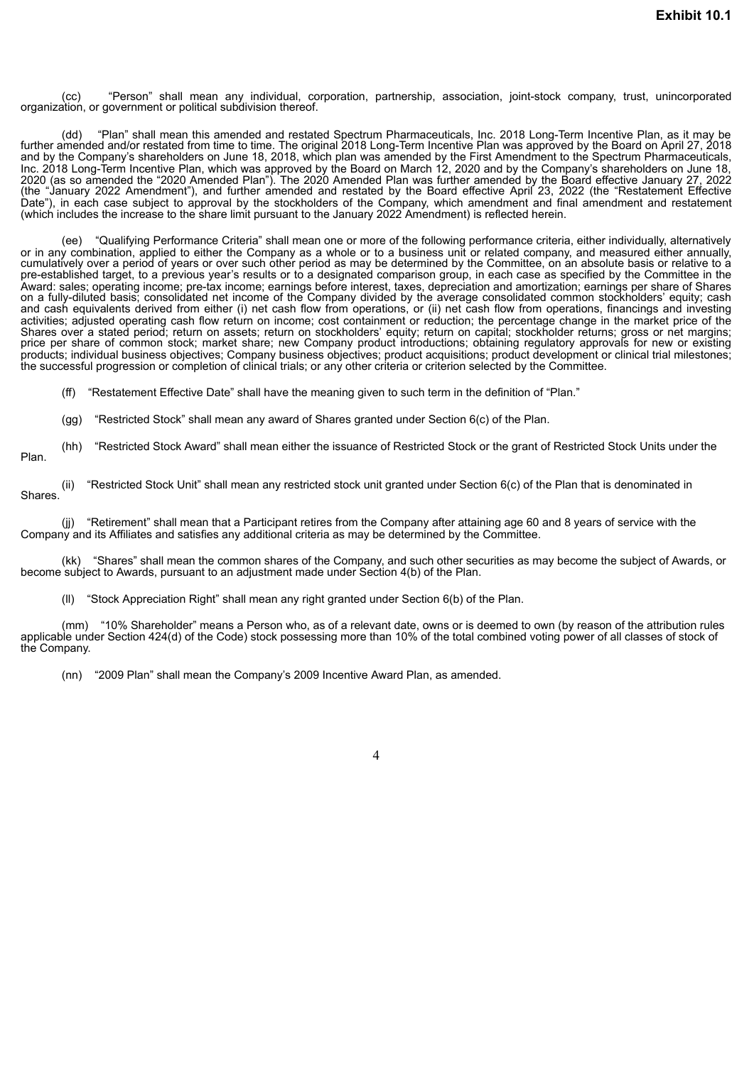**Exhibit 10.1**

(cc) "Person" shall mean any individual, corporation, partnership, association, joint-stock company, trust, unincorporated organization, or government or political subdivision thereof.

(dd) "Plan" shall mean this amended and restated Spectrum Pharmaceuticals, Inc. 2018 Long-Term Incentive Plan, as it may be further amended and/or restated from time to time. The original 2018 Long-Term Incentive Plan was approved by the Board on April 27, 2018 and by the Company's shareholders on June 18, 2018, which plan was amended by the First Amendment to the Spectrum Pharmaceuticals, Inc. 2018 Long-Term Incentive Plan, which was approved by the Board on March 12, 2020 and by the Company's shareholders on June 18, 2020 (as so amended the "2020 Amended Plan"). The 2020 Amended Plan was further amended by the Board effective January 27, 2022 (the "January 2022 Amendment"), and further amended and restated by the Board effective April 23, 2022 (the "Restatement Effective Date"), in each case subject to approval by the stockholders of the Company, which amendment and final amendment and restatement (which includes the increase to the share limit pursuant to the January 2022 Amendment) is reflected herein.

(ee) "Qualifying Performance Criteria" shall mean one or more of the following performance criteria, either individually, alternatively or in any combination, applied to either the Company as a whole or to a business unit or related company, and measured either annually, cumulatively over a period of years or over such other period as may be determined by the Committee, on an absolute basis or relative to a pre-established target, to a previous year's results or to a designated comparison group, in each case as specified by the Committee in the Award: sales; operating income; pre-tax income; earnings before interest, taxes, depreciation and amortization; earnings per share of Shares on a fully-diluted basis; consolidated net income of the Company divided by the average consolidated common stockholders' equity; cash and cash equivalents derived from either (i) net cash flow from operations, or (ii) net cash flow from operations, financings and investing activities; adjusted operating cash flow return on income; cost containment or reduction; the percentage change in the market price of the Shares over a stated period; return on assets; return on stockholders' equity; return on capital; stockholder returns; gross or net margins; price per share of common stock; market share; new Company product introductions; obtaining regulatory approvals for new or existing products; individual business objectives; Company business objectives; product acquisitions; product development or clinical trial milestones; the successful progression or completion of clinical trials; or any other criteria or criterion selected by the Committee.

(ff) "Restatement Effective Date" shall have the meaning given to such term in the definition of "Plan."

(gg) "Restricted Stock" shall mean any award of Shares granted under Section 6(c) of the Plan.

(hh) "Restricted Stock Award" shall mean either the issuance of Restricted Stock or the grant of Restricted Stock Units under the Plan.

(ii) "Restricted Stock Unit" shall mean any restricted stock unit granted under Section 6(c) of the Plan that is denominated in Shares.

(jj) "Retirement" shall mean that a Participant retires from the Company after attaining age 60 and 8 years of service with the Company and its Affiliates and satisfies any additional criteria as may be determined by the Committee.

(kk) "Shares" shall mean the common shares of the Company, and such other securities as may become the subject of Awards, or become subject to Awards, pursuant to an adjustment made under Section 4(b) of the Plan.

(ll) "Stock Appreciation Right" shall mean any right granted under Section 6(b) of the Plan.

(mm) "10% Shareholder" means a Person who, as of a relevant date, owns or is deemed to own (by reason of the attribution rules applicable under Section 424(d) of the Code) stock possessing more than 10% of the total combined voting power of all classes of stock of the Company.

(nn) "2009 Plan" shall mean the Company's 2009 Incentive Award Plan, as amended.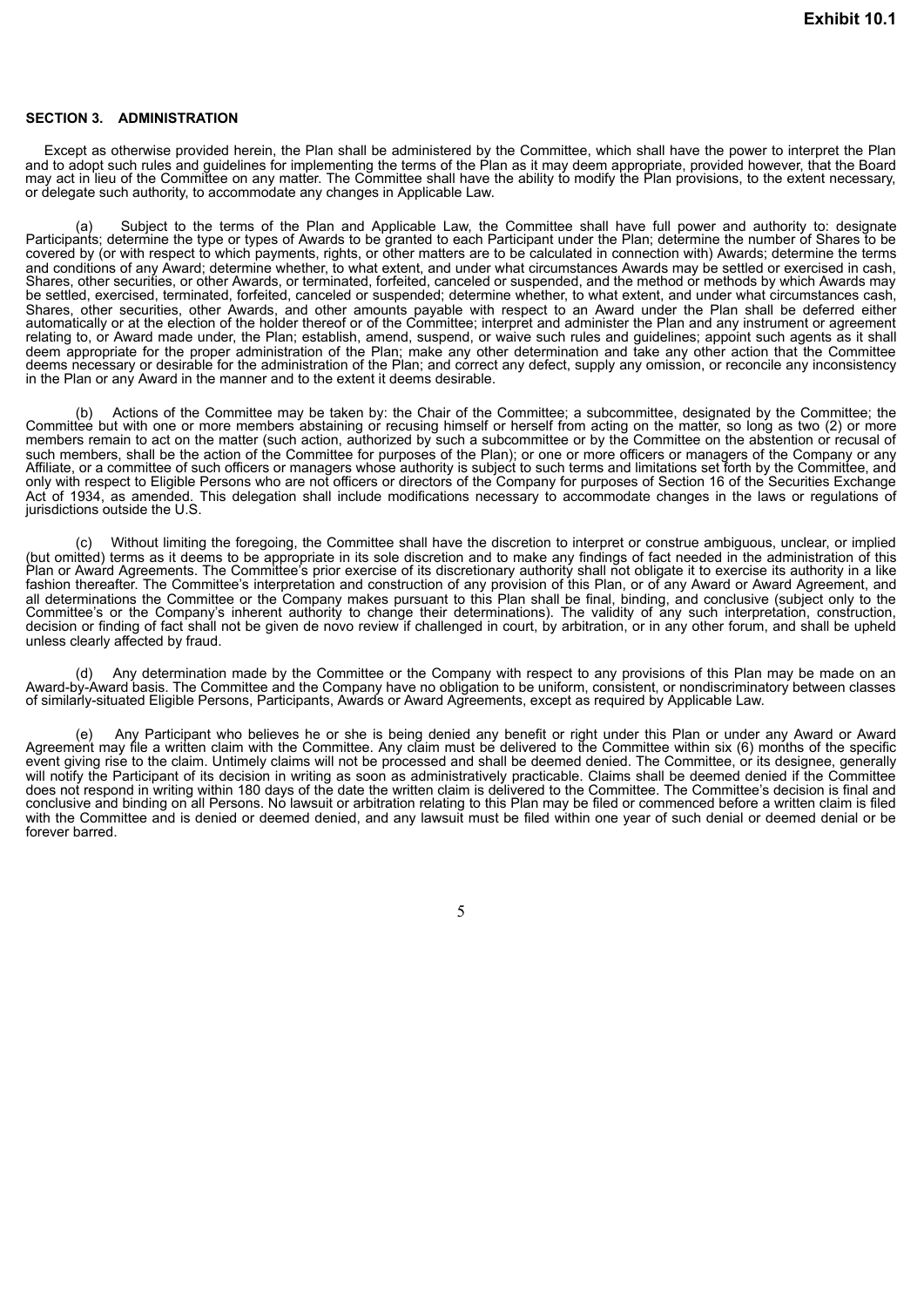**Exhibit 10.1**

## SECTION 3. ADMINISTRATION

Except as otherwise provided herein, the Plan shall be administered by the Committee, which shall have the power to interpret the Plan and to adopt such rules and guidelines for implementing the terms of the Plan as it may deem appropriate, provided however, that the Board may act in lieu of the Committee on any matter. The Committee shall have the ability to modify the Plan provisions, to the extent necessary, or delegate such authority, to accommodate any changes in Applicable Law.

(a) Subject to the terms of the Plan and Applicable Law, the Committee shall have full power and authority to: designate Participants; determine the type or types of Awards to be granted to each Participant under the Plan; determine the number of Shares to be covered by (or with respect to which payments, rights, or other matters are to be calculated in connection with) Awards; determine the terms and conditions of any Award; determine whether, to what extent, and under what circumstances Awards may be settled or exercised in cash, Shares, other securities, or other Awards, or terminated, forfeited, canceled or suspended, and the method or methods by which Awards may be settled, exercised, terminated, forfeited, canceled or suspended; determine whether, to what extent, and under what circumstances cash, Shares, other securities, other Awards, and other amounts payable with respect to an Award under the Plan shall be deferred either automatically or at the election of the holder thereof or of the Committee; interpret and administer the Plan and any instrument or agreement relating to, or Award made under, the Plan; establish, amend, suspend, or waive such rules and guidelines; appoint such agents as it shall deem appropriate for the proper administration of the Plan; make any other determination and take any other action that the Committee deems necessary or desirable for the administration of the Plan; and correct any defect, supply any omission, or reconcile any inconsistency in the Plan or any Award in the manner and to the extent it deems desirable.

(b) Actions of the Committee may be taken by: the Chair of the Committee; a subcommittee, designated by the Committee; the Committee but with one or more members abstaining or recusing himself or herself from acting on the matter, so long as two (2) or more members remain to act on the matter (such action, authorized by such a subcommittee or by the Committee on the abstention or recusal of such members, shall be the action of the Committee for purposes of the Plan); or one or more officers or managers of the Company or any Affiliate, or a committee of such officers or managers whose authority is subject to such terms and limitations set forth by the Committee, and only with respect to Eligible Persons who are not officers or directors of the Company for purposes of Section 16 of the Securities Exchange Act of 1934, as amended. This delegation shall include modifications necessary to accommodate changes in the laws or regulations of jurisdictions outside the U.S.

(c) Without limiting the foregoing, the Committee shall have the discretion to interpret or construe ambiguous, unclear, or implied (but omitted) terms as it deems to be appropriate in its sole discretion and to make any findings of fact needed in the administration of this Plan or Award Agreements. The Committee's prior exercise of its discretionary authority shall not obligate it to exercise its authority in a like fashion thereafter. The Committee's interpretation and construction of any provision of this Plan, or of any Award or Award Agreement, and all determinations the Committee or the Company makes pursuant to this Plan shall be final, binding, and conclusive (subject only to the Committee's or the Company's inherent authority to change their determinations). The validity of any such interpretation, construction, decision or finding of fact shall not be given de novo review if challenged in court, by arbitration, or in any other forum, and shall be upheld unless clearly affected by fraud.

(d) Any determination made by the Committee or the Company with respect to any provisions of this Plan may be made on an Award-by-Award basis. The Committee and the Company have no obligation to be uniform, consistent, or nondiscriminatory between classes of similarly-situated Eligible Persons, Participants, Awards or Award Agreements, except as required by Applicable Law.

(e) Any Participant who believes he or she is being denied any benefit or right under this Plan or under any Award or Award Agreement may file a written claim with the Committee. Any claim must be delivered to the Committee within six (6) months of the specific event giving rise to the claim. Untimely claims will not be processed and shall be deemed denied. The Committee, or its designee, generally will notify the Participant of its decision in writing as soon as administratively practicable. Claims shall be deemed denied if the Committee does not respond in writing within 180 days of the date the written claim is delivered to the Committee. The Committee's decision is final and conclusive and binding on all Persons. No lawsuit or arbitration relating to this Plan may be filed or commenced before a written claim is filed with the Committee and is denied or deemed denied, and any lawsuit must be filed within one year of such denial or deemed denial or be forever barred.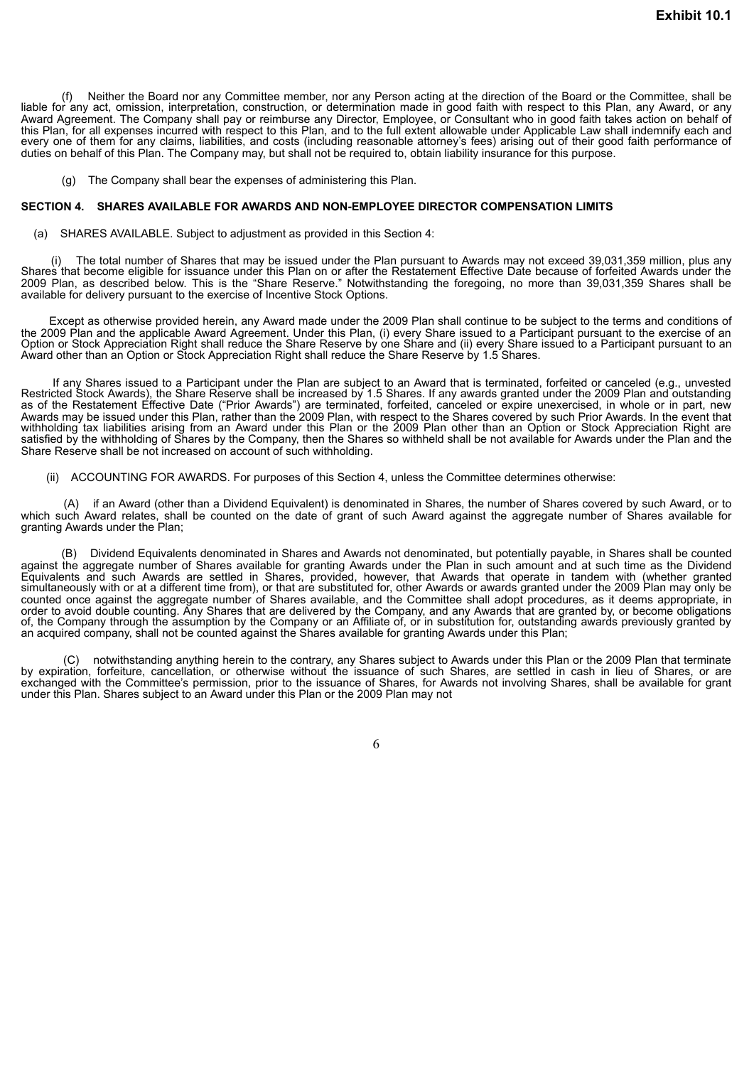(f) Neither the Board nor any Committee member, nor any Person acting at the direction of the Board or the Committee, shall be liable for any act, omission, interpretation, construction, or determination made in good faith with respect to this Plan, any Award, or any Award Agreement. The Company shall pay or reimburse any Director, Employee, or Consultant who in good faith takes action on behalf of this Plan, for all expenses incurred with respect to this Plan, and to the full extent allowable under Applicable Law shall indemnify each and every one of them for any claims, liabilities, and costs (including reasonable attorney's fees) arising out of their good faith performance of duties on behalf of this Plan. The Company may, but shall not be required to, obtain liability insurance for this purpose.

(g) The Company shall bear the expenses of administering this Plan.

## SECTION 4. SHARES AVAILABLE FOR AWARDS AND NON-EMPLOYEE DIRECTOR COMPENSATION LIMITS

(a) SHARES AVAILABLE. Subject to adjustment as provided in this Section 4:

(i) The total number of Shares that may be issued under the Plan pursuant to Awards may not exceed 39,031,359 million, plus any Shares that become eligible for issuance under this Plan on or after the Restatement Effective Date because of forfeited Awards under the 2009 Plan, as described below. This is the "Share Reserve." Notwithstanding the foregoing, no more than 39,031,359 Shares shall be available for delivery pursuant to the exercise of Incentive Stock Options.

Except as otherwise provided herein, any Award made under the 2009 Plan shall continue to be subject to the terms and conditions of the 2009 Plan and the applicable Award Agreement. Under this Plan, (i) every Share issued to a Participant pursuant to the exercise of an Option or Stock Appreciation Right shall reduce the Share Reserve by one Share and (ii) every Share issued to a Participant pursuant to an Award other than an Option or Stock Appreciation Right shall reduce the Share Reserve by 1.5 Shares.

If any Shares issued to a Participant under the Plan are subject to an Award that is terminated, forfeited or canceled (e.g., unvested Restricted Stock Awards), the Share Reserve shall be increased by 1.5 Shares. If any awards granted under the 2009 Plan and outstanding as of the Restatement Effective Date ("Prior Awards") are terminated, forfeited, canceled or expire unexercised, in whole or in part, new Awards may be issued under this Plan, rather than the 2009 Plan, with respect to the Shares covered by such Prior Awards. In the event that withholding tax liabilities arising from an Award under this Plan or the 2009 Plan other than an Option or Stock Appreciation Right are satisfied by the withholding of Shares by the Company, then the Shares so withheld shall be not available for Awards under the Plan and the Share Reserve shall be not increased on account of such withholding.

(ii) ACCOUNTING FOR AWARDS. For purposes of this Section 4, unless the Committee determines otherwise:

(A) if an Award (other than a Dividend Equivalent) is denominated in Shares, the number of Shares covered by such Award, or to which such Award relates, shall be counted on the date of grant of such Award against the aggregate number of Shares available for granting Awards under the Plan;

(B) Dividend Equivalents denominated in Shares and Awards not denominated, but potentially payable, in Shares shall be counted against the aggregate number of Shares available for granting Awards under the Plan in such amount and at such time as the Dividend Equivalents and such Awards are settled in Shares, provided, however, that Awards that operate in tandem with (whether granted simultaneously with or at a different time from), or that are substituted for, other Awards or awards granted under the 2009 Plan may only be counted once against the aggregate number of Shares available, and the Committee shall adopt procedures, as it deems appropriate, in order to avoid double counting. Any Shares that are delivered by the Company, and any Awards that are granted by, or become obligations of, the Company through the assumption by the Company or an Affiliate of, or in substitution for, outstanding awards previously granted by an acquired company, shall not be counted against the Shares available for granting Awards under this Plan;

(C) notwithstanding anything herein to the contrary, any Shares subject to Awards under this Plan or the 2009 Plan that terminate by expiration, forfeiture, cancellation, or otherwise without the issuance of such Shares, are settled in cash in lieu of Shares, or are exchanged with the Committee's permission, prior to the issuance of Shares, for Awards not involving Shares, shall be available for grant under this Plan. Shares subject to an Award under this Plan or the 2009 Plan may not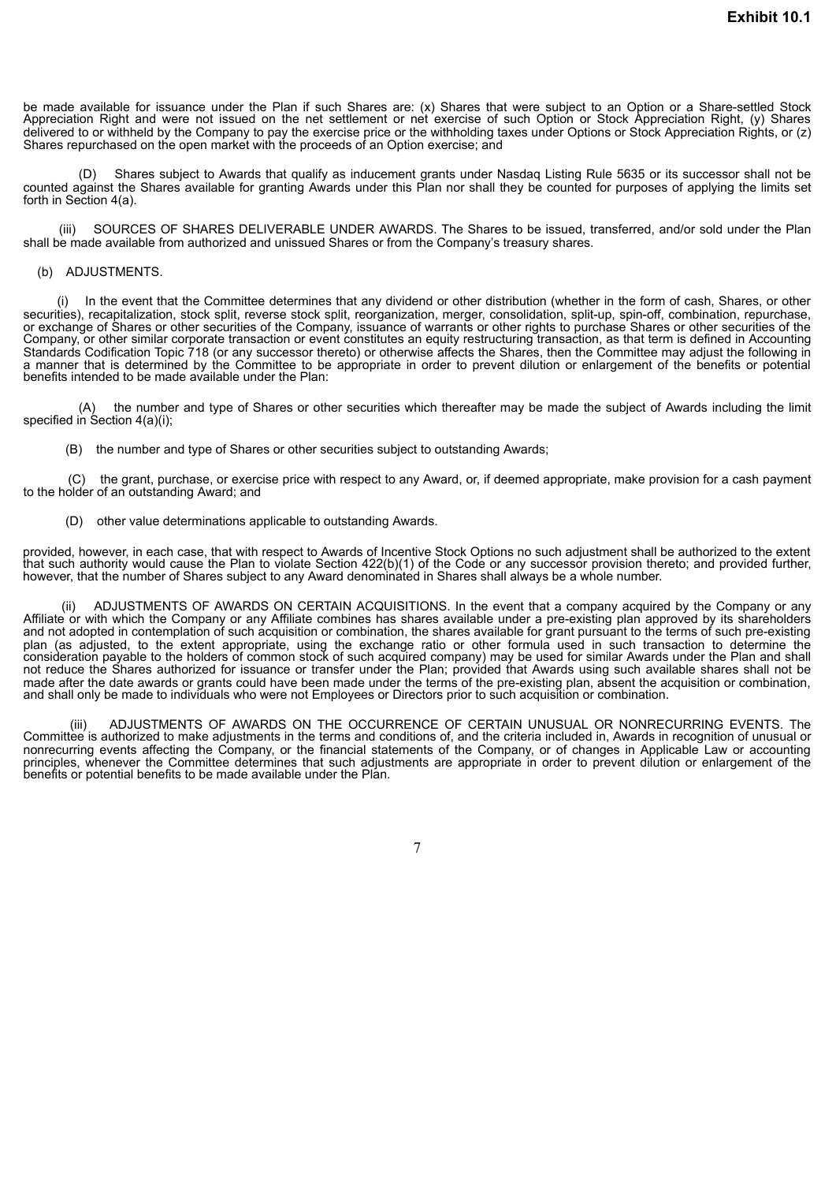be made available for issuance under the Plan if such Shares are: (x) Shares that were subject to an Option or a Share-settled Stock Appreciation Right and were not issued on the net settlement or net exercise of such Option or Stock Appreciation Right, (y) Shares delivered to or withheld by the Company to pay the exercise price or the withholding taxes under Options or Stock Appreciation Rights, or (z) Shares repurchased on the open market with the proceeds of an Option exercise; and

(D) Shares subject to Awards that qualify as inducement grants under Nasdaq Listing Rule 5635 or its successor shall not be counted against the Shares available for granting Awards under this Plan nor shall they be counted for purposes of applying the limits set forth in Section 4(a).

(iii) SOURCES OF SHARES DELIVERABLE UNDER AWARDS. The Shares to be issued, transferred, and/or sold under the Plan shall be made available from authorized and unissued Shares or from the Company's treasury shares.

(b) ADJUSTMENTS.

(i) In the event that the Committee determines that any dividend or other distribution (whether in the form of cash, Shares, or other securities), recapitalization, stock split, reverse stock split, reorganization, merger, consolidation, split-up, spin-off, combination, repurchase, or exchange of Shares or other securities of the Company, issuance of warrants or other rights to purchase Shares or other securities of the Company, or other similar corporate transaction or event constitutes an equity restructuring transaction, as that term is defined in Accounting Standards Codification Topic 718 (or any successor thereto) or otherwise affects the Shares, then the Committee may adjust the following in a manner that is determined by the Committee to be appropriate in order to prevent dilution or enlargement of the benefits or potential benefits intended to be made available under the Plan:

(A) the number and type of Shares or other securities which thereafter may be made the subject of Awards including the limit specified in Section 4(a)(i);

(B) the number and type of Shares or other securities subject to outstanding Awards;

(C) the grant, purchase, or exercise price with respect to any Award, or, if deemed appropriate, make provision for a cash payment to the holder of an outstanding Award; and

(D) other value determinations applicable to outstanding Awards.

provided, however, in each case, that with respect to Awards of Incentive Stock Options no such adjustment shall be authorized to the extent that such authority would cause the Plan to violate Section 422(b)(1) of the Code or any successor provision thereto; and provided further, however, that the number of Shares subject to any Award denominated in Shares shall always be a whole number.

(ii) ADJUSTMENTS OF AWARDS ON CERTAIN ACQUISITIONS. In the event that a company acquired by the Company or any Affiliate or with which the Company or any Affiliate combines has shares available under a pre-existing plan approved by its shareholders and not adopted in contemplation of such acquisition or combination, the shares available for grant pursuant to the terms of such pre-existing plan (as adjusted, to the extent appropriate, using the exchange ratio or other formula used in such transaction to determine the consideration payable to the holders of common stock of such acquired company) may be used for similar Awards under the Plan and shall not reduce the Shares authorized for issuance or transfer under the Plan; provided that Awards using such available shares shall not be made after the date awards or grants could have been made under the terms of the pre-existing plan, absent the acquisition or combination, and shall only be made to individuals who were not Employees or Directors prior to such acquisition or combination.

(iii) ADJUSTMENTS OF AWARDS ON THE OCCURRENCE OF CERTAIN UNUSUAL OR NONRECURRING EVENTS. The Committee is authorized to make adjustments in the terms and conditions of, and the criteria included in, Awards in recognition of unusual or nonrecurring events affecting the Company, or the financial statements of the Company, or of changes in Applicable Law or accounting principles, whenever the Committee determines that such adjustments are appropriate in order to prevent dilution or enlargement of the benefits or potential benefits to be made available under the Plan.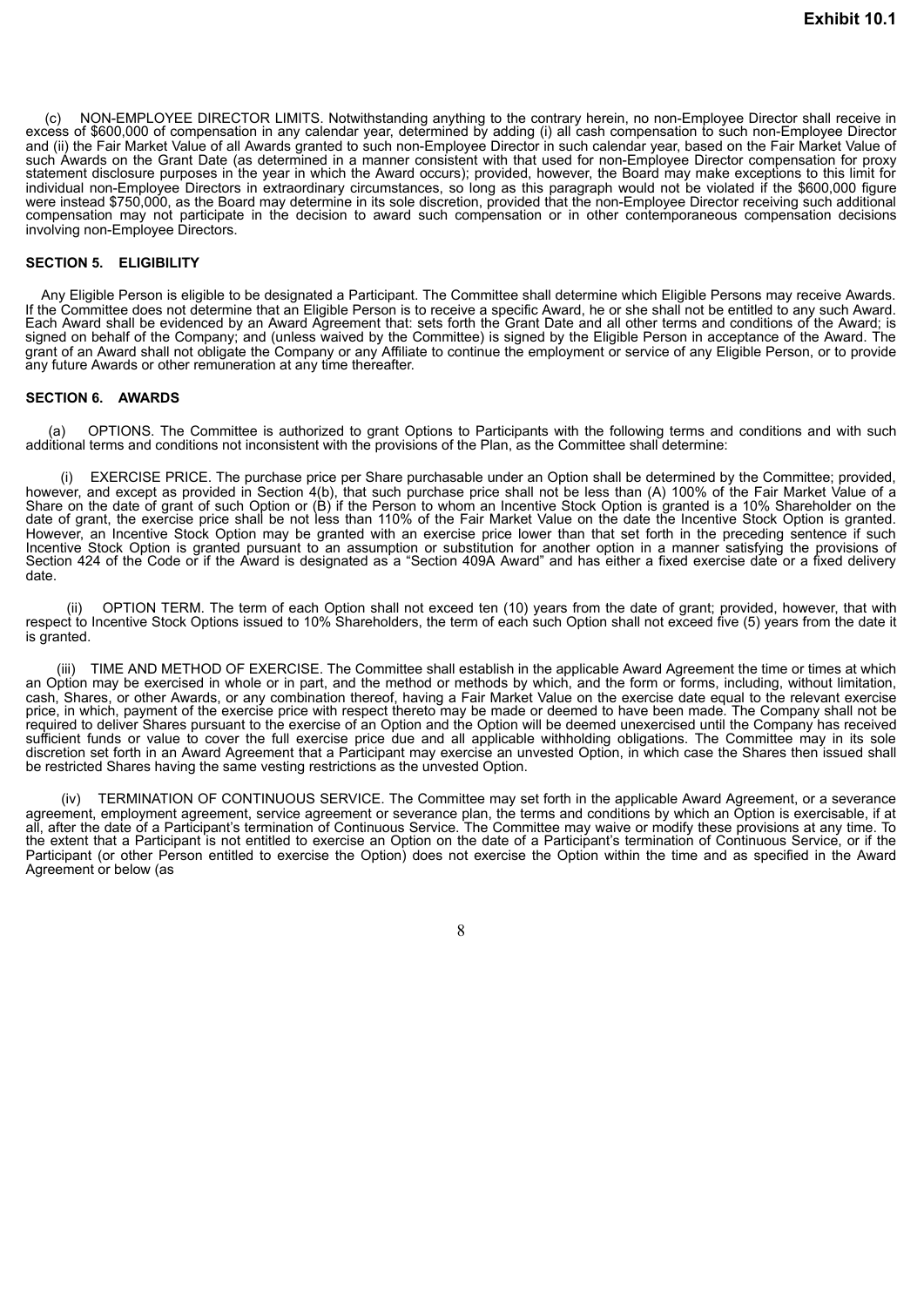(c) NON-EMPLOYEE DIRECTOR LIMITS. Notwithstanding anything to the contrary herein, no non-Employee Director shall receive in excess of $600,000 of compensation in any calendar year, determined by adding (i) all cash compensation to such non-Employee Director and (ii) the Fair Market Value of all Awards granted to such non-Employee Director in such calendar year, based on the Fair Market Value of such Awards on the Grant Date (as determined in a manner consistent with that used for non-Employee Director compensation for proxy statement disclosure purposes in the year in which the Award occurs); provided, however, the Board may make exceptions to this limit for individual non-Employee Directors in extraordinary circumstances, so long as this paragraph would not be violated if the $600,000 figure were instead $750,000, as the Board may determine in its sole discretion, provided that the non-Employee Director receiving such additional compensation may not participate in the decision to award such compensation or in other contemporaneous compensation decisions involving non-Employee Directors.

## SECTION 5. ELIGIBILITY

Any Eligible Person is eligible to be designated a Participant. The Committee shall determine which Eligible Persons may receive Awards. If the Committee does not determine that an Eligible Person is to receive a specific Award, he or she shall not be entitled to any such Award. Each Award shall be evidenced by an Award Agreement that: sets forth the Grant Date and all other terms and conditions of the Award; is signed on behalf of the Company; and (unless waived by the Committee) is signed by the Eligible Person in acceptance of the Award. The grant of an Award shall not obligate the Company or any Affiliate to continue the employment or service of any Eligible Person, or to provide any future Awards or other remuneration at any time thereafter.

## SECTION 6. AWARDS

(a) OPTIONS. The Committee is authorized to grant Options to Participants with the following terms and conditions and with such additional terms and conditions not inconsistent with the provisions of the Plan, as the Committee shall determine:

(i) EXERCISE PRICE. The purchase price per Share purchasable under an Option shall be determined by the Committee; provided, however, and except as provided in Section 4(b), that such purchase price shall not be less than (A) 100% of the Fair Market Value of a Share on the date of grant of such Option or (B) if the Person to whom an Incentive Stock Option is granted is a 10% Shareholder on the date of grant, the exercise price shall be not less than 110% of the Fair Market Value on the date the Incentive Stock Option is granted. However, an Incentive Stock Option may be granted with an exercise price lower than that set forth in the preceding sentence if such Incentive Stock Option is granted pursuant to an assumption or substitution for another option in a manner satisfying the provisions of Section 424 of the Code or if the Award is designated as a "Section 409A Award" and has either a fixed exercise date or a fixed delivery date.

(ii) OPTION TERM. The term of each Option shall not exceed ten (10) years from the date of grant; provided, however, that with respect to Incentive Stock Options issued to 10% Shareholders, the term of each such Option shall not exceed five (5) years from the date it is granted.

(iii) TIME AND METHOD OF EXERCISE. The Committee shall establish in the applicable Award Agreement the time or times at which an Option may be exercised in whole or in part, and the method or methods by which, and the form or forms, including, without limitation, cash, Shares, or other Awards, or any combination thereof, having a Fair Market Value on the exercise date equal to the relevant exercise price, in which, payment of the exercise price with respect thereto may be made or deemed to have been made. The Company shall not be required to deliver Shares pursuant to the exercise of an Option and the Option will be deemed unexercised until the Company has received sufficient funds or value to cover the full exercise price due and all applicable withholding obligations. The Committee may in its sole discretion set forth in an Award Agreement that a Participant may exercise an unvested Option, in which case the Shares then issued shall be restricted Shares having the same vesting restrictions as the unvested Option.

(iv) TERMINATION OF CONTINUOUS SERVICE. The Committee may set forth in the applicable Award Agreement, or a severance agreement, employment agreement, service agreement or severance plan, the terms and conditions by which an Option is exercisable, if at all, after the date of a Participant's termination of Continuous Service. The Committee may waive or modify these provisions at any time. To the extent that a Participant is not entitled to exercise an Option on the date of a Participant's termination of Continuous Service, or if the Participant (or other Person entitled to exercise the Option) does not exercise the Option within the time and as specified in the Award Agreement or below (as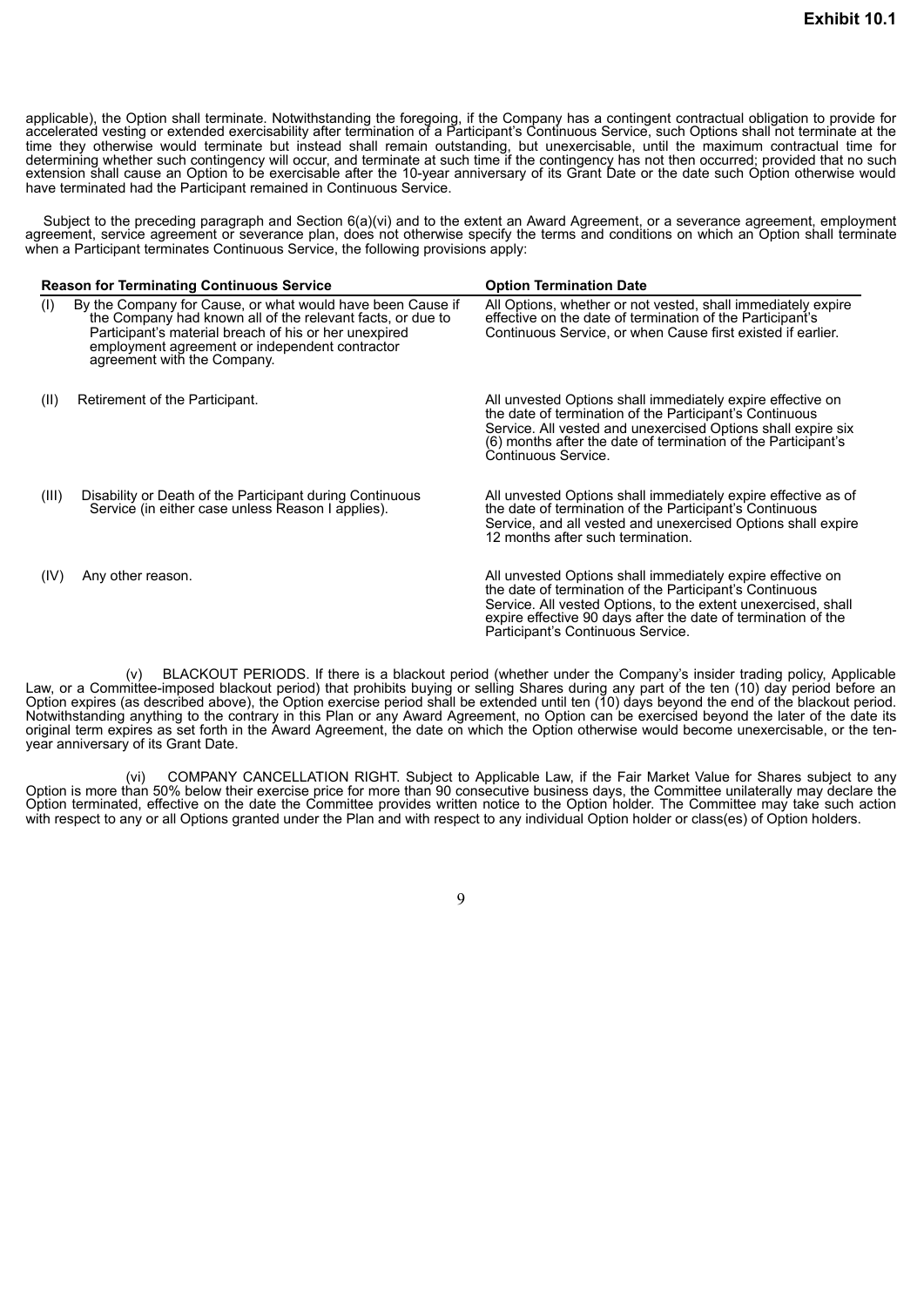applicable), the Option shall terminate. Notwithstanding the foregoing, if the Company has a contingent contractual obligation to provide for accelerated vesting or extended exercisability after termination of a Participant's Continuous Service, such Options shall not terminate at the time they otherwise would terminate but instead shall remain outstanding, but unexercisable, until the maximum contractual time for determining whether such contingency will occur, and terminate at such time if the contingency has not then occurred; provided that no such extension shall cause an Option to be exercisable after the 10-year anniversary of its Grant Date or the date such Option otherwise would have terminated had the Participant remained in Continuous Service.

Subject to the preceding paragraph and Section 6(a)(vi) and to the extent an Award Agreement, or a severance agreement, employment agreement, service agreement or severance plan, does not otherwise specify the terms and conditions on which an Option shall terminate when a Participant terminates Continuous Service, the following provisions apply:

| Reason for Terminating Continuous Service | Option Termination Date |
| --- | --- |
| (I) By the Company for Cause, or what would have been Cause if the Company had known all of the relevant facts, or due to Participant's material breach of his or her unexpired employment agreement or independent contractor agreement with the Company. | All Options, whether or not vested, shall immediately expire effective on the date of termination of the Participant's Continuous Service, or when Cause first existed if earlier. |
| (II) Retirement of the Participant. | All unvested Options shall immediately expire effective on the date of termination of the Participant's Continuous Service. All vested and unexercised Options shall expire six (6) months after the date of termination of the Participant's Continuous Service. |
| (III) Disability or Death of the Participant during Continuous Service (in either case unless Reason I applies). | All unvested Options shall immediately expire effective as of the date of termination of the Participant's Continuous Service, and all vested and unexercised Options shall expire 12 months after such termination. |
| (IV) Any other reason. | All unvested Options shall immediately expire effective on the date of termination of the Participant's Continuous Service. All vested Options, to the extent unexercised, shall expire effective 90 days after the date of termination of the Participant's Continuous Service. |

(v) BLACKOUT PERIODS. If there is a blackout period (whether under the Company's insider trading policy, Applicable Law, or a Committee-imposed blackout period) that prohibits buying or selling Shares during any part of the ten (10) day period before an Option expires (as described above), the Option exercise period shall be extended until ten (10) days beyond the end of the blackout period. Notwithstanding anything to the contrary in this Plan or any Award Agreement, no Option can be exercised beyond the later of the date its original term expires as set forth in the Award Agreement, the date on which the Option otherwise would become unexercisable, or the ten-year anniversary of its Grant Date.

(vi) COMPANY CANCELLATION RIGHT. Subject to Applicable Law, if the Fair Market Value for Shares subject to any Option is more than 50% below their exercise price for more than 90 consecutive business days, the Committee unilaterally may declare the Option terminated, effective on the date the Committee provides written notice to the Option holder. The Committee may take such action with respect to any or all Options granted under the Plan and with respect to any individual Option holder or class(es) of Option holders.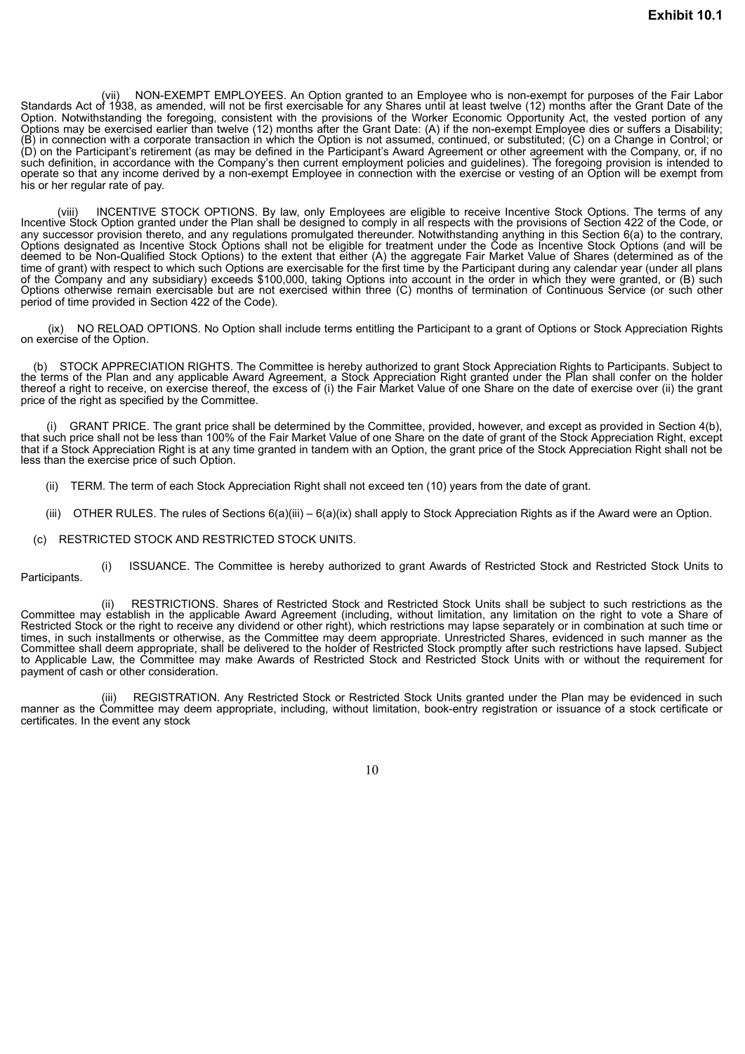(vii) NON-EXEMPT EMPLOYEES. An Option granted to an Employee who is non-exempt for purposes of the Fair Labor Standards Act of 1938, as amended, will not be first exercisable for any Shares until at least twelve (12) months after the Grant Date of the Option. Notwithstanding the foregoing, consistent with the provisions of the Worker Economic Opportunity Act, the vested portion of any Options may be exercised earlier than twelve (12) months after the Grant Date: (A) if the non-exempt Employee dies or suffers a Disability; (B) in connection with a corporate transaction in which the Option is not assumed, continued, or substituted; (C) on a Change in Control; or (D) on the Participant's retirement (as may be defined in the Participant's Award Agreement or other agreement with the Company, or, if no such definition, in accordance with the Company's then current employment policies and guidelines). The foregoing provision is intended to operate so that any income derived by a non-exempt Employee in connection with the exercise or vesting of an Option will be exempt from his or her regular rate of pay.

(viii) INCENTIVE STOCK OPTIONS. By law, only Employees are eligible to receive Incentive Stock Options. The terms of any Incentive Stock Option granted under the Plan shall be designed to comply in all respects with the provisions of Section 422 of the Code, or any successor provision thereto, and any regulations promulgated thereunder. Notwithstanding anything in this Section 6(a) to the contrary, Options designated as Incentive Stock Options shall not be eligible for treatment under the Code as Incentive Stock Options (and will be deemed to be Non-Qualified Stock Options) to the extent that either (A) the aggregate Fair Market Value of Shares (determined as of the time of grant) with respect to which such Options are exercisable for the first time by the Participant during any calendar year (under all plans of the Company and any subsidiary) exceeds $100,000, taking Options into account in the order in which they were granted, or (B) such Options otherwise remain exercisable but are not exercised within three (C) months of termination of Continuous Service (or such other period of time provided in Section 422 of the Code).

(ix) NO RELOAD OPTIONS. No Option shall include terms entitling the Participant to a grant of Options or Stock Appreciation Rights on exercise of the Option.

(b) STOCK APPRECIATION RIGHTS. The Committee is hereby authorized to grant Stock Appreciation Rights to Participants. Subject to the terms of the Plan and any applicable Award Agreement, a Stock Appreciation Right granted under the Plan shall confer on the holder thereof a right to receive, on exercise thereof, the excess of (i) the Fair Market Value of one Share on the date of exercise over (ii) the grant price of the right as specified by the Committee.

(i) GRANT PRICE. The grant price shall be determined by the Committee, provided, however, and except as provided in Section 4(b), that such price shall not be less than 100% of the Fair Market Value of one Share on the date of grant of the Stock Appreciation Right, except that if a Stock Appreciation Right is at any time granted in tandem with an Option, the grant price of the Stock Appreciation Right shall not be less than the exercise price of such Option.

(ii) TERM. The term of each Stock Appreciation Right shall not exceed ten (10) years from the date of grant.

(iii) OTHER RULES. The rules of Sections 6(a)(iii) – 6(a)(ix) shall apply to Stock Appreciation Rights as if the Award were an Option.

(c) RESTRICTED STOCK AND RESTRICTED STOCK UNITS.

(i) ISSUANCE. The Committee is hereby authorized to grant Awards of Restricted Stock and Restricted Stock Units to Participants.

(ii) RESTRICTIONS. Shares of Restricted Stock and Restricted Stock Units shall be subject to such restrictions as the Committee may establish in the applicable Award Agreement (including, without limitation, any limitation on the right to vote a Share of Restricted Stock or the right to receive any dividend or other right), which restrictions may lapse separately or in combination at such time or times, in such installments or otherwise, as the Committee may deem appropriate. Unrestricted Shares, evidenced in such manner as the Committee shall deem appropriate, shall be delivered to the holder of Restricted Stock promptly after such restrictions have lapsed. Subject to Applicable Law, the Committee may make Awards of Restricted Stock and Restricted Stock Units with or without the requirement for payment of cash or other consideration.

(iii) REGISTRATION. Any Restricted Stock or Restricted Stock Units granted under the Plan may be evidenced in such manner as the Committee may deem appropriate, including, without limitation, book-entry registration or issuance of a stock certificate or certificates. In the event any stock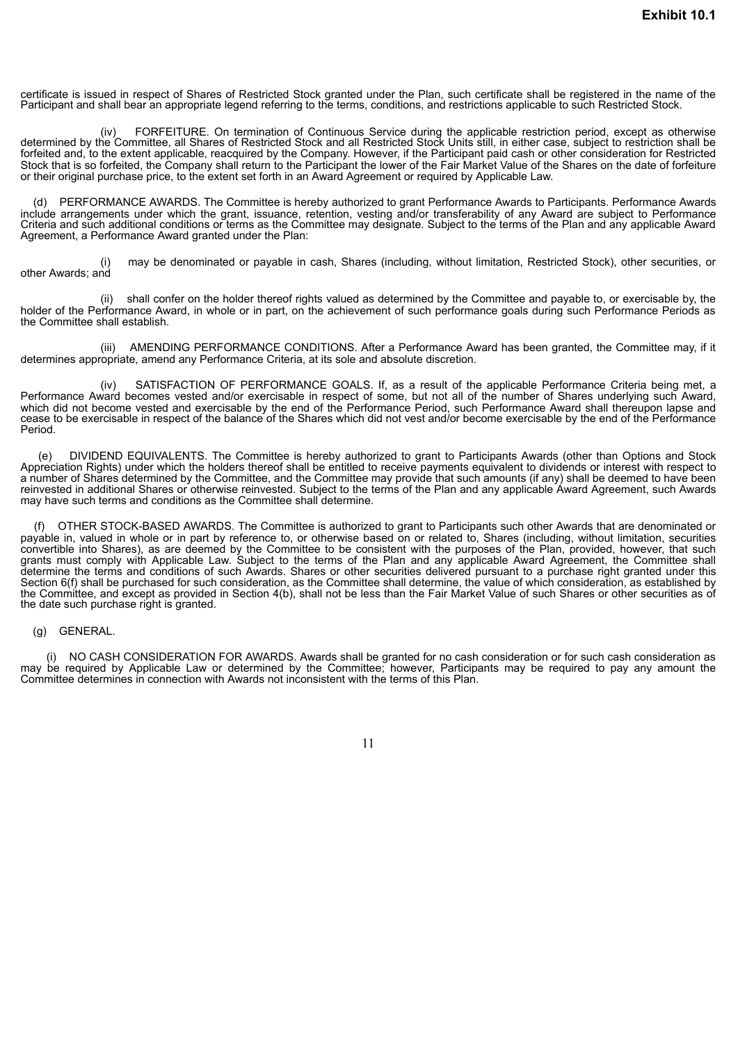certificate is issued in respect of Shares of Restricted Stock granted under the Plan, such certificate shall be registered in the name of the Participant and shall bear an appropriate legend referring to the terms, conditions, and restrictions applicable to such Restricted Stock.

(iv) FORFEITURE. On termination of Continuous Service during the applicable restriction period, except as otherwise determined by the Committee, all Shares of Restricted Stock and all Restricted Stock Units still, in either case, subject to restriction shall be forfeited and, to the extent applicable, reacquired by the Company. However, if the Participant paid cash or other consideration for Restricted Stock that is so forfeited, the Company shall return to the Participant the lower of the Fair Market Value of the Shares on the date of forfeiture or their original purchase price, to the extent set forth in an Award Agreement or required by Applicable Law.

(d) PERFORMANCE AWARDS. The Committee is hereby authorized to grant Performance Awards to Participants. Performance Awards include arrangements under which the grant, issuance, retention, vesting and/or transferability of any Award are subject to Performance Criteria and such additional conditions or terms as the Committee may designate. Subject to the terms of the Plan and any applicable Award Agreement, a Performance Award granted under the Plan:

(i) may be denominated or payable in cash, Shares (including, without limitation, Restricted Stock), other securities, or other Awards; and

(ii) shall confer on the holder thereof rights valued as determined by the Committee and payable to, or exercisable by, the holder of the Performance Award, in whole or in part, on the achievement of such performance goals during such Performance Periods as the Committee shall establish.

(iii) AMENDING PERFORMANCE CONDITIONS. After a Performance Award has been granted, the Committee may, if it determines appropriate, amend any Performance Criteria, at its sole and absolute discretion.

(iv) SATISFACTION OF PERFORMANCE GOALS. If, as a result of the applicable Performance Criteria being met, a Performance Award becomes vested and/or exercisable in respect of some, but not all of the number of Shares underlying such Award, which did not become vested and exercisable by the end of the Performance Period, such Performance Award shall thereupon lapse and cease to be exercisable in respect of the balance of the Shares which did not vest and/or become exercisable by the end of the Performance Period.

(e) DIVIDEND EQUIVALENTS. The Committee is hereby authorized to grant to Participants Awards (other than Options and Stock Appreciation Rights) under which the holders thereof shall be entitled to receive payments equivalent to dividends or interest with respect to a number of Shares determined by the Committee, and the Committee may provide that such amounts (if any) shall be deemed to have been reinvested in additional Shares or otherwise reinvested. Subject to the terms of the Plan and any applicable Award Agreement, such Awards may have such terms and conditions as the Committee shall determine.

(f) OTHER STOCK-BASED AWARDS. The Committee is authorized to grant to Participants such other Awards that are denominated or payable in, valued in whole or in part by reference to, or otherwise based on or related to, Shares (including, without limitation, securities convertible into Shares), as are deemed by the Committee to be consistent with the purposes of the Plan, provided, however, that such grants must comply with Applicable Law. Subject to the terms of the Plan and any applicable Award Agreement, the Committee shall determine the terms and conditions of such Awards. Shares or other securities delivered pursuant to a purchase right granted under this Section 6(f) shall be purchased for such consideration, as the Committee shall determine, the value of which consideration, as established by the Committee, and except as provided in Section 4(b), shall not be less than the Fair Market Value of such Shares or other securities as of the date such purchase right is granted.

(g) GENERAL.

(i) NO CASH CONSIDERATION FOR AWARDS. Awards shall be granted for no cash consideration or for such cash consideration as may be required by Applicable Law or determined by the Committee; however, Participants may be required to pay any amount the Committee determines in connection with Awards not inconsistent with the terms of this Plan.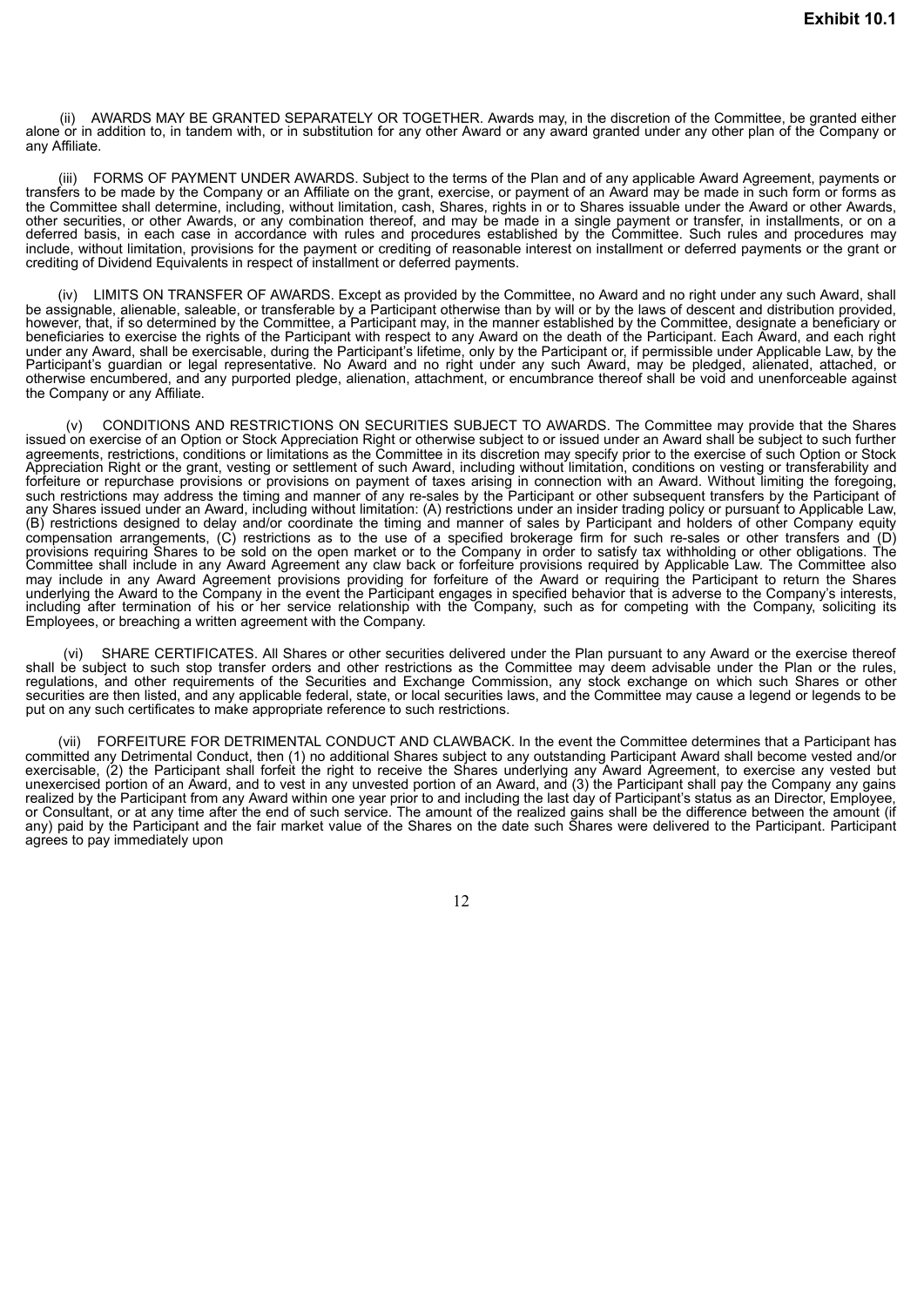(ii) AWARDS MAY BE GRANTED SEPARATELY OR TOGETHER. Awards may, in the discretion of the Committee, be granted either alone or in addition to, in tandem with, or in substitution for any other Award or any award granted under any other plan of the Company or any Affiliate.

(iii) FORMS OF PAYMENT UNDER AWARDS. Subject to the terms of the Plan and of any applicable Award Agreement, payments or transfers to be made by the Company or an Affiliate on the grant, exercise, or payment of an Award may be made in such form or forms as the Committee shall determine, including, without limitation, cash, Shares, rights in or to Shares issuable under the Award or other Awards, other securities, or other Awards, or any combination thereof, and may be made in a single payment or transfer, in installments, or on a deferred basis, in each case in accordance with rules and procedures established by the Committee. Such rules and procedures may include, without limitation, provisions for the payment or crediting of reasonable interest on installment or deferred payments or the grant or crediting of Dividend Equivalents in respect of installment or deferred payments.

(iv) LIMITS ON TRANSFER OF AWARDS. Except as provided by the Committee, no Award and no right under any such Award, shall be assignable, alienable, saleable, or transferable by a Participant otherwise than by will or by the laws of descent and distribution provided, however, that, if so determined by the Committee, a Participant may, in the manner established by the Committee, designate a beneficiary or beneficiaries to exercise the rights of the Participant with respect to any Award on the death of the Participant. Each Award, and each right under any Award, shall be exercisable, during the Participant's lifetime, only by the Participant or, if permissible under Applicable Law, by the Participant's guardian or legal representative. No Award and no right under any such Award, may be pledged, alienated, attached, or otherwise encumbered, and any purported pledge, alienation, attachment, or encumbrance thereof shall be void and unenforceable against the Company or any Affiliate.

(v) CONDITIONS AND RESTRICTIONS ON SECURITIES SUBJECT TO AWARDS. The Committee may provide that the Shares issued on exercise of an Option or Stock Appreciation Right or otherwise subject to or issued under an Award shall be subject to such further agreements, restrictions, conditions or limitations as the Committee in its discretion may specify prior to the exercise of such Option or Stock Appreciation Right or the grant, vesting or settlement of such Award, including without limitation, conditions on vesting or transferability and forfeiture or repurchase provisions or provisions on payment of taxes arising in connection with an Award. Without limiting the foregoing, such restrictions may address the timing and manner of any re-sales by the Participant or other subsequent transfers by the Participant of any Shares issued under an Award, including without limitation: (A) restrictions under an insider trading policy or pursuant to Applicable Law, (B) restrictions designed to delay and/or coordinate the timing and manner of sales by Participant and holders of other Company equity compensation arrangements, (C) restrictions as to the use of a specified brokerage firm for such re-sales or other transfers and (D) provisions requiring Shares to be sold on the open market or to the Company in order to satisfy tax withholding or other obligations. The Committee shall include in any Award Agreement any claw back or forfeiture provisions required by Applicable Law. The Committee also may include in any Award Agreement provisions providing for forfeiture of the Award or requiring the Participant to return the Shares underlying the Award to the Company in the event the Participant engages in specified behavior that is adverse to the Company's interests, including after termination of his or her service relationship with the Company, such as for competing with the Company, soliciting its Employees, or breaching a written agreement with the Company.

(vi) SHARE CERTIFICATES. All Shares or other securities delivered under the Plan pursuant to any Award or the exercise thereof shall be subject to such stop transfer orders and other restrictions as the Committee may deem advisable under the Plan or the rules, regulations, and other requirements of the Securities and Exchange Commission, any stock exchange on which such Shares or other securities are then listed, and any applicable federal, state, or local securities laws, and the Committee may cause a legend or legends to be put on any such certificates to make appropriate reference to such restrictions.

(vii) FORFEITURE FOR DETRIMENTAL CONDUCT AND CLAWBACK. In the event the Committee determines that a Participant has committed any Detrimental Conduct, then (1) no additional Shares subject to any outstanding Participant Award shall become vested and/or exercisable, (2) the Participant shall forfeit the right to receive the Shares underlying any Award Agreement, to exercise any vested but unexercised portion of an Award, and to vest in any unvested portion of an Award, and (3) the Participant shall pay the Company any gains realized by the Participant from any Award within one year prior to and including the last day of Participant's status as an Director, Employee, or Consultant, or at any time after the end of such service. The amount of the realized gains shall be the difference between the amount (if any) paid by the Participant and the fair market value of the Shares on the date such Shares were delivered to the Participant. Participant agrees to pay immediately upon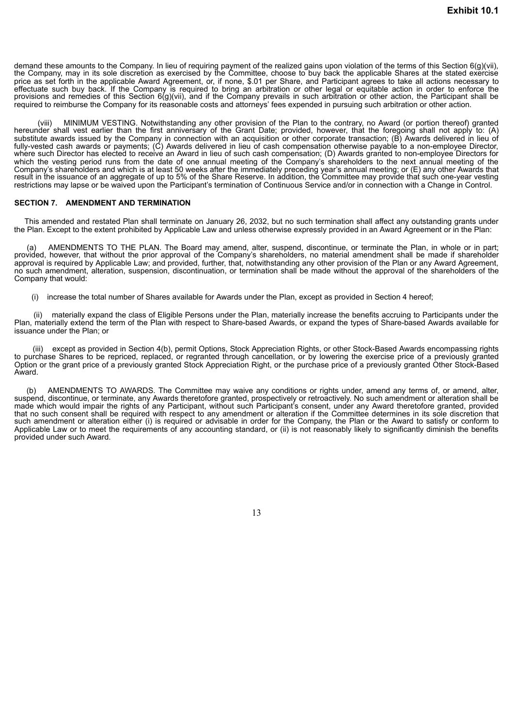demand these amounts to the Company. In lieu of requiring payment of the realized gains upon violation of the terms of this Section 6(g)(vii), the Company, may in its sole discretion as exercised by the Committee, choose to buy back the applicable Shares at the stated exercise price as set forth in the applicable Award Agreement, or, if none, $.01 per Share, and Participant agrees to take all actions necessary to effectuate such buy back. If the Company is required to bring an arbitration or other legal or equitable action in order to enforce the provisions and remedies of this Section 6(g)(vii), and if the Company prevails in such arbitration or other action, the Participant shall be required to reimburse the Company for its reasonable costs and attorneys' fees expended in pursuing such arbitration or other action.

(viii) MINIMUM VESTING. Notwithstanding any other provision of the Plan to the contrary, no Award (or portion thereof) granted hereunder shall vest earlier than the first anniversary of the Grant Date; provided, however, that the foregoing shall not apply to: (A) substitute awards issued by the Company in connection with an acquisition or other corporate transaction; (B) Awards delivered in lieu of fully-vested cash awards or payments; (C) Awards delivered in lieu of cash compensation otherwise payable to a non-employee Director, where such Director has elected to receive an Award in lieu of such cash compensation; (D) Awards granted to non-employee Directors for which the vesting period runs from the date of one annual meeting of the Company's shareholders to the next annual meeting of the Company's shareholders and which is at least 50 weeks after the immediately preceding year's annual meeting; or (E) any other Awards that result in the issuance of an aggregate of up to 5% of the Share Reserve. In addition, the Committee may provide that such one-year vesting restrictions may lapse or be waived upon the Participant's termination of Continuous Service and/or in connection with a Change in Control.

## SECTION 7. AMENDMENT AND TERMINATION

This amended and restated Plan shall terminate on January 26, 2032, but no such termination shall affect any outstanding grants under the Plan. Except to the extent prohibited by Applicable Law and unless otherwise expressly provided in an Award Agreement or in the Plan:

(a) AMENDMENTS TO THE PLAN. The Board may amend, alter, suspend, discontinue, or terminate the Plan, in whole or in part; provided, however, that without the prior approval of the Company's shareholders, no material amendment shall be made if shareholder approval is required by Applicable Law; and provided, further, that, notwithstanding any other provision of the Plan or any Award Agreement, no such amendment, alteration, suspension, discontinuation, or termination shall be made without the approval of the shareholders of the Company that would:

(i) increase the total number of Shares available for Awards under the Plan, except as provided in Section 4 hereof;

(ii) materially expand the class of Eligible Persons under the Plan, materially increase the benefits accruing to Participants under the Plan, materially extend the term of the Plan with respect to Share-based Awards, or expand the types of Share-based Awards available for issuance under the Plan; or

(iii) except as provided in Section 4(b), permit Options, Stock Appreciation Rights, or other Stock-Based Awards encompassing rights to purchase Shares to be repriced, replaced, or regranted through cancellation, or by lowering the exercise price of a previously granted Option or the grant price of a previously granted Stock Appreciation Right, or the purchase price of a previously granted Other Stock-Based Award.

(b) AMENDMENTS TO AWARDS. The Committee may waive any conditions or rights under, amend any terms of, or amend, alter, suspend, discontinue, or terminate, any Awards theretofore granted, prospectively or retroactively. No such amendment or alteration shall be made which would impair the rights of any Participant, without such Participant's consent, under any Award theretofore granted, provided that no such consent shall be required with respect to any amendment or alteration if the Committee determines in its sole discretion that such amendment or alteration either (i) is required or advisable in order for the Company, the Plan or the Award to satisfy or conform to Applicable Law or to meet the requirements of any accounting standard, or (ii) is not reasonably likely to significantly diminish the benefits provided under such Award.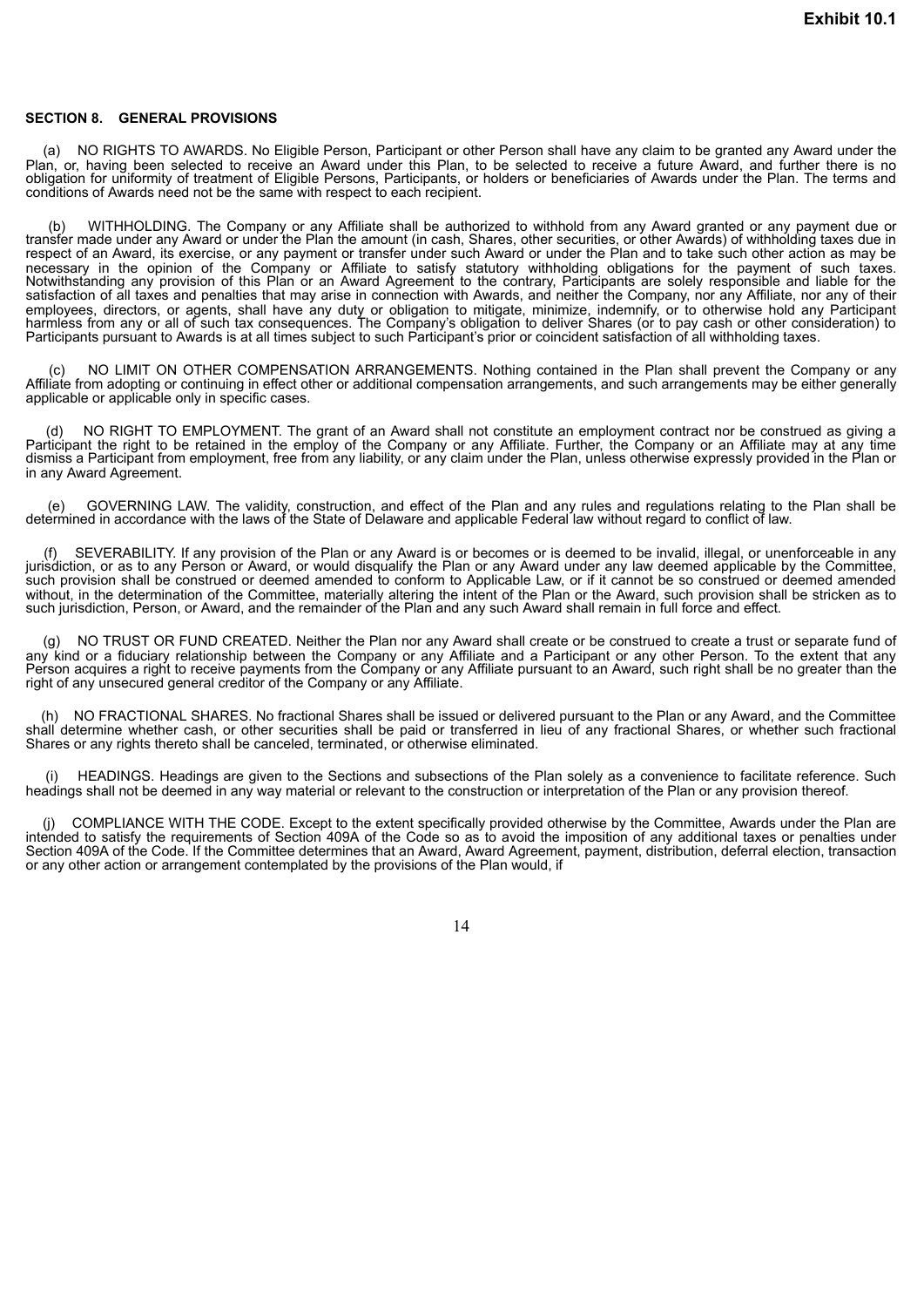**Exhibit 10.1**

## SECTION 8. GENERAL PROVISIONS

(a) NO RIGHTS TO AWARDS. No Eligible Person, Participant or other Person shall have any claim to be granted any Award under the Plan, or, having been selected to receive an Award under this Plan, to be selected to receive a future Award, and further there is no obligation for uniformity of treatment of Eligible Persons, Participants, or holders or beneficiaries of Awards under the Plan. The terms and conditions of Awards need not be the same with respect to each recipient.

(b) WITHHOLDING. The Company or any Affiliate shall be authorized to withhold from any Award granted or any payment due or transfer made under any Award or under the Plan the amount (in cash, Shares, other securities, or other Awards) of withholding taxes due in respect of an Award, its exercise, or any payment or transfer under such Award or under the Plan and to take such other action as may be necessary in the opinion of the Company or Affiliate to satisfy statutory withholding obligations for the payment of such taxes. Notwithstanding any provision of this Plan or an Award Agreement to the contrary, Participants are solely responsible and liable for the satisfaction of all taxes and penalties that may arise in connection with Awards, and neither the Company, nor any Affiliate, nor any of their employees, directors, or agents, shall have any duty or obligation to mitigate, minimize, indemnify, or to otherwise hold any Participant harmless from any or all of such tax consequences. The Company's obligation to deliver Shares (or to pay cash or other consideration) to Participants pursuant to Awards is at all times subject to such Participant's prior or coincident satisfaction of all withholding taxes.

(c) NO LIMIT ON OTHER COMPENSATION ARRANGEMENTS. Nothing contained in the Plan shall prevent the Company or any Affiliate from adopting or continuing in effect other or additional compensation arrangements, and such arrangements may be either generally applicable or applicable only in specific cases.

(d) NO RIGHT TO EMPLOYMENT. The grant of an Award shall not constitute an employment contract nor be construed as giving a Participant the right to be retained in the employ of the Company or any Affiliate. Further, the Company or an Affiliate may at any time dismiss a Participant from employment, free from any liability, or any claim under the Plan, unless otherwise expressly provided in the Plan or in any Award Agreement.

(e) GOVERNING LAW. The validity, construction, and effect of the Plan and any rules and regulations relating to the Plan shall be determined in accordance with the laws of the State of Delaware and applicable Federal law without regard to conflict of law.

(f) SEVERABILITY. If any provision of the Plan or any Award is or becomes or is deemed to be invalid, illegal, or unenforceable in any jurisdiction, or as to any Person or Award, or would disqualify the Plan or any Award under any law deemed applicable by the Committee, such provision shall be construed or deemed amended to conform to Applicable Law, or if it cannot be so construed or deemed amended without, in the determination of the Committee, materially altering the intent of the Plan or the Award, such provision shall be stricken as to such jurisdiction, Person, or Award, and the remainder of the Plan and any such Award shall remain in full force and effect.

(g) NO TRUST OR FUND CREATED. Neither the Plan nor any Award shall create or be construed to create a trust or separate fund of any kind or a fiduciary relationship between the Company or any Affiliate and a Participant or any other Person. To the extent that any Person acquires a right to receive payments from the Company or any Affiliate pursuant to an Award, such right shall be no greater than the right of any unsecured general creditor of the Company or any Affiliate.

(h) NO FRACTIONAL SHARES. No fractional Shares shall be issued or delivered pursuant to the Plan or any Award, and the Committee shall determine whether cash, or other securities shall be paid or transferred in lieu of any fractional Shares, or whether such fractional Shares or any rights thereto shall be canceled, terminated, or otherwise eliminated.

(i) HEADINGS. Headings are given to the Sections and subsections of the Plan solely as a convenience to facilitate reference. Such headings shall not be deemed in any way material or relevant to the construction or interpretation of the Plan or any provision thereof.

(j) COMPLIANCE WITH THE CODE. Except to the extent specifically provided otherwise by the Committee, Awards under the Plan are intended to satisfy the requirements of Section 409A of the Code so as to avoid the imposition of any additional taxes or penalties under Section 409A of the Code. If the Committee determines that an Award, Award Agreement, payment, distribution, deferral election, transaction or any other action or arrangement contemplated by the provisions of the Plan would, if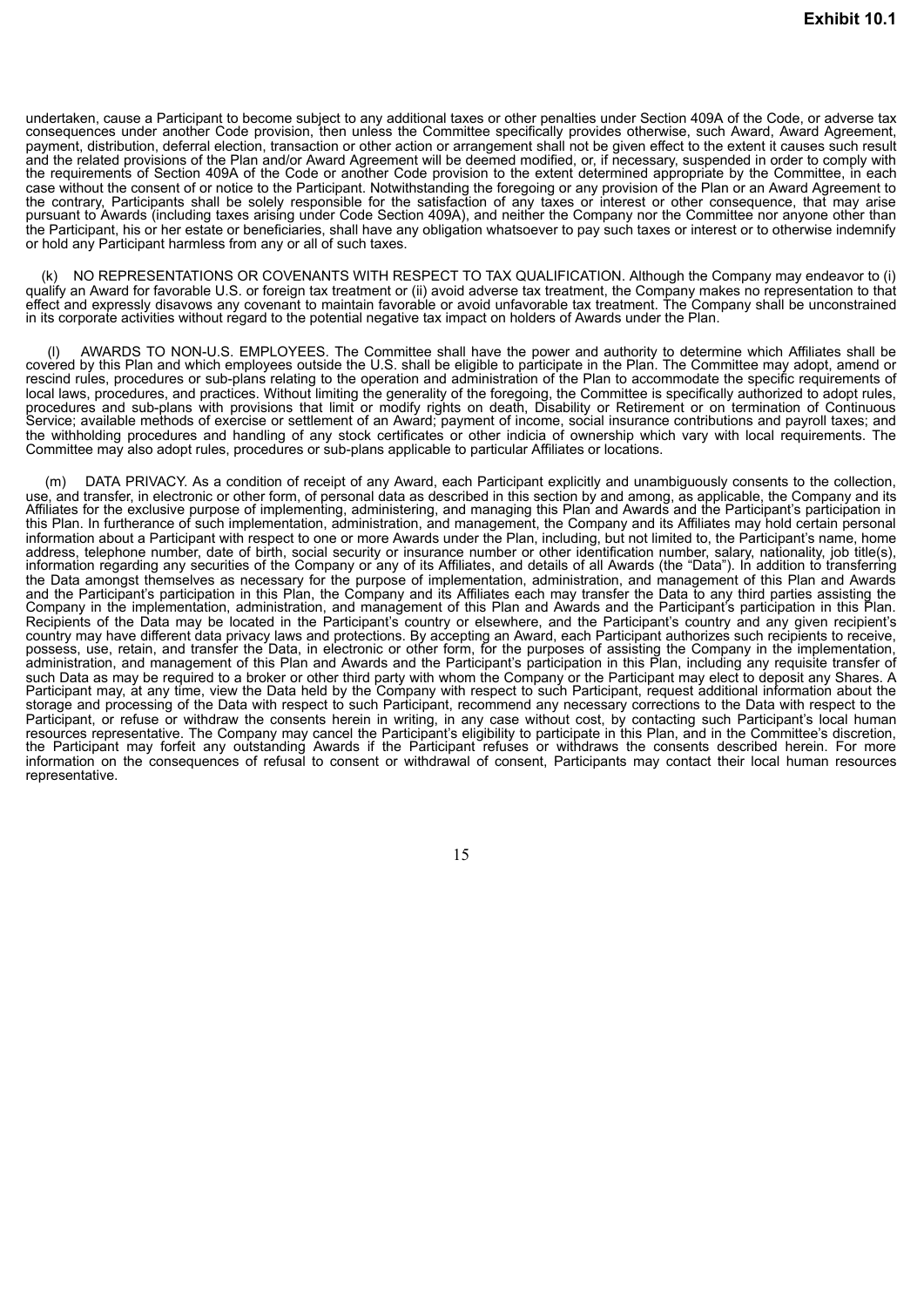undertaken, cause a Participant to become subject to any additional taxes or other penalties under Section 409A of the Code, or adverse tax consequences under another Code provision, then unless the Committee specifically provides otherwise, such Award, Award Agreement, payment, distribution, deferral election, transaction or other action or arrangement shall not be given effect to the extent it causes such result and the related provisions of the Plan and/or Award Agreement will be deemed modified, or, if necessary, suspended in order to comply with the requirements of Section 409A of the Code or another Code provision to the extent determined appropriate by the Committee, in each case without the consent of or notice to the Participant. Notwithstanding the foregoing or any provision of the Plan or an Award Agreement to the contrary, Participants shall be solely responsible for the satisfaction of any taxes or interest or other consequence, that may arise pursuant to Awards (including taxes arising under Code Section 409A), and neither the Company nor the Committee nor anyone other than the Participant, his or her estate or beneficiaries, shall have any obligation whatsoever to pay such taxes or interest or to otherwise indemnify or hold any Participant harmless from any or all of such taxes.

(k) NO REPRESENTATIONS OR COVENANTS WITH RESPECT TO TAX QUALIFICATION. Although the Company may endeavor to (i) qualify an Award for favorable U.S. or foreign tax treatment or (ii) avoid adverse tax treatment, the Company makes no representation to that effect and expressly disavows any covenant to maintain favorable or avoid unfavorable tax treatment. The Company shall be unconstrained in its corporate activities without regard to the potential negative tax impact on holders of Awards under the Plan.

(l) AWARDS TO NON-U.S. EMPLOYEES. The Committee shall have the power and authority to determine which Affiliates shall be covered by this Plan and which employees outside the U.S. shall be eligible to participate in the Plan. The Committee may adopt, amend or rescind rules, procedures or sub-plans relating to the operation and administration of the Plan to accommodate the specific requirements of local laws, procedures, and practices. Without limiting the generality of the foregoing, the Committee is specifically authorized to adopt rules, procedures and sub-plans with provisions that limit or modify rights on death, Disability or Retirement or on termination of Continuous Service; available methods of exercise or settlement of an Award; payment of income, social insurance contributions and payroll taxes; and the withholding procedures and handling of any stock certificates or other indicia of ownership which vary with local requirements. The Committee may also adopt rules, procedures or sub-plans applicable to particular Affiliates or locations.

(m) DATA PRIVACY. As a condition of receipt of any Award, each Participant explicitly and unambiguously consents to the collection, use, and transfer, in electronic or other form, of personal data as described in this section by and among, as applicable, the Company and its Affiliates for the exclusive purpose of implementing, administering, and managing this Plan and Awards and the Participant's participation in this Plan. In furtherance of such implementation, administration, and management, the Company and its Affiliates may hold certain personal information about a Participant with respect to one or more Awards under the Plan, including, but not limited to, the Participant's name, home address, telephone number, date of birth, social security or insurance number or other identification number, salary, nationality, job title(s), information regarding any securities of the Company or any of its Affiliates, and details of all Awards (the "Data"). In addition to transferring the Data amongst themselves as necessary for the purpose of implementation, administration, and management of this Plan and Awards and the Participant's participation in this Plan, the Company and its Affiliates each may transfer the Data to any third parties assisting the Company in the implementation, administration, and management of this Plan and Awards and the Participant's participation in this Plan. Recipients of the Data may be located in the Participant's country or elsewhere, and the Participant's country and any given recipient's country may have different data privacy laws and protections. By accepting an Award, each Participant authorizes such recipients to receive, possess, use, retain, and transfer the Data, in electronic or other form, for the purposes of assisting the Company in the implementation, administration, and management of this Plan and Awards and the Participant's participation in this Plan, including any requisite transfer of such Data as may be required to a broker or other third party with whom the Company or the Participant may elect to deposit any Shares. A Participant may, at any time, view the Data held by the Company with respect to such Participant, request additional information about the storage and processing of the Data with respect to such Participant, recommend any necessary corrections to the Data with respect to the Participant, or refuse or withdraw the consents herein in writing, in any case without cost, by contacting such Participant's local human resources representative. The Company may cancel the Participant's eligibility to participate in this Plan, and in the Committee's discretion, the Participant may forfeit any outstanding Awards if the Participant refuses or withdraws the consents described herein. For more information on the consequences of refusal to consent or withdrawal of consent, Participants may contact their local human resources representative.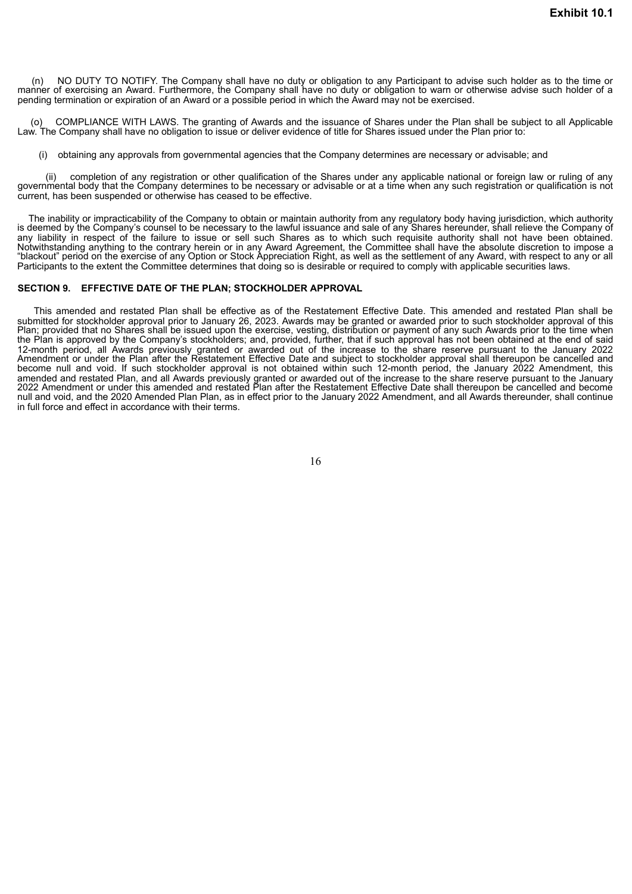(n) NO DUTY TO NOTIFY. The Company shall have no duty or obligation to any Participant to advise such holder as to the time or manner of exercising an Award. Furthermore, the Company shall have no duty or obligation to warn or otherwise advise such holder of a pending termination or expiration of an Award or a possible period in which the Award may not be exercised.

(o) COMPLIANCE WITH LAWS. The granting of Awards and the issuance of Shares under the Plan shall be subject to all Applicable Law. The Company shall have no obligation to issue or deliver evidence of title for Shares issued under the Plan prior to:

(i) obtaining any approvals from governmental agencies that the Company determines are necessary or advisable; and

(ii) completion of any registration or other qualification of the Shares under any applicable national or foreign law or ruling of any governmental body that the Company determines to be necessary or advisable or at a time when any such registration or qualification is not current, has been suspended or otherwise has ceased to be effective.

The inability or impracticability of the Company to obtain or maintain authority from any regulatory body having jurisdiction, which authority is deemed by the Company's counsel to be necessary to the lawful issuance and sale of any Shares hereunder, shall relieve the Company of any liability in respect of the failure to issue or sell such Shares as to which such requisite authority shall not have been obtained. Notwithstanding anything to the contrary herein or in any Award Agreement, the Committee shall have the absolute discretion to impose a "blackout" period on the exercise of any Option or Stock Appreciation Right, as well as the settlement of any Award, with respect to any or all Participants to the extent the Committee determines that doing so is desirable or required to comply with applicable securities laws.

**SECTION 9. EFFECTIVE DATE OF THE PLAN; STOCKHOLDER APPROVAL**

This amended and restated Plan shall be effective as of the Restatement Effective Date. This amended and restated Plan shall be submitted for stockholder approval prior to January 26, 2023. Awards may be granted or awarded prior to such stockholder approval of this Plan; provided that no Shares shall be issued upon the exercise, vesting, distribution or payment of any such Awards prior to the time when the Plan is approved by the Company's stockholders; and, provided, further, that if such approval has not been obtained at the end of said 12-month period, all Awards previously granted or awarded out of the increase to the share reserve pursuant to the January 2022 Amendment or under the Plan after the Restatement Effective Date and subject to stockholder approval shall thereupon be cancelled and become null and void. If such stockholder approval is not obtained within such 12-month period, the January 2022 Amendment, this amended and restated Plan, and all Awards previously granted or awarded out of the increase to the share reserve pursuant to the January 2022 Amendment or under this amended and restated Plan after the Restatement Effective Date shall thereupon be cancelled and become null and void, and the 2020 Amended Plan Plan, as in effect prior to the January 2022 Amendment, and all Awards thereunder, shall continue in full force and effect in accordance with their terms.